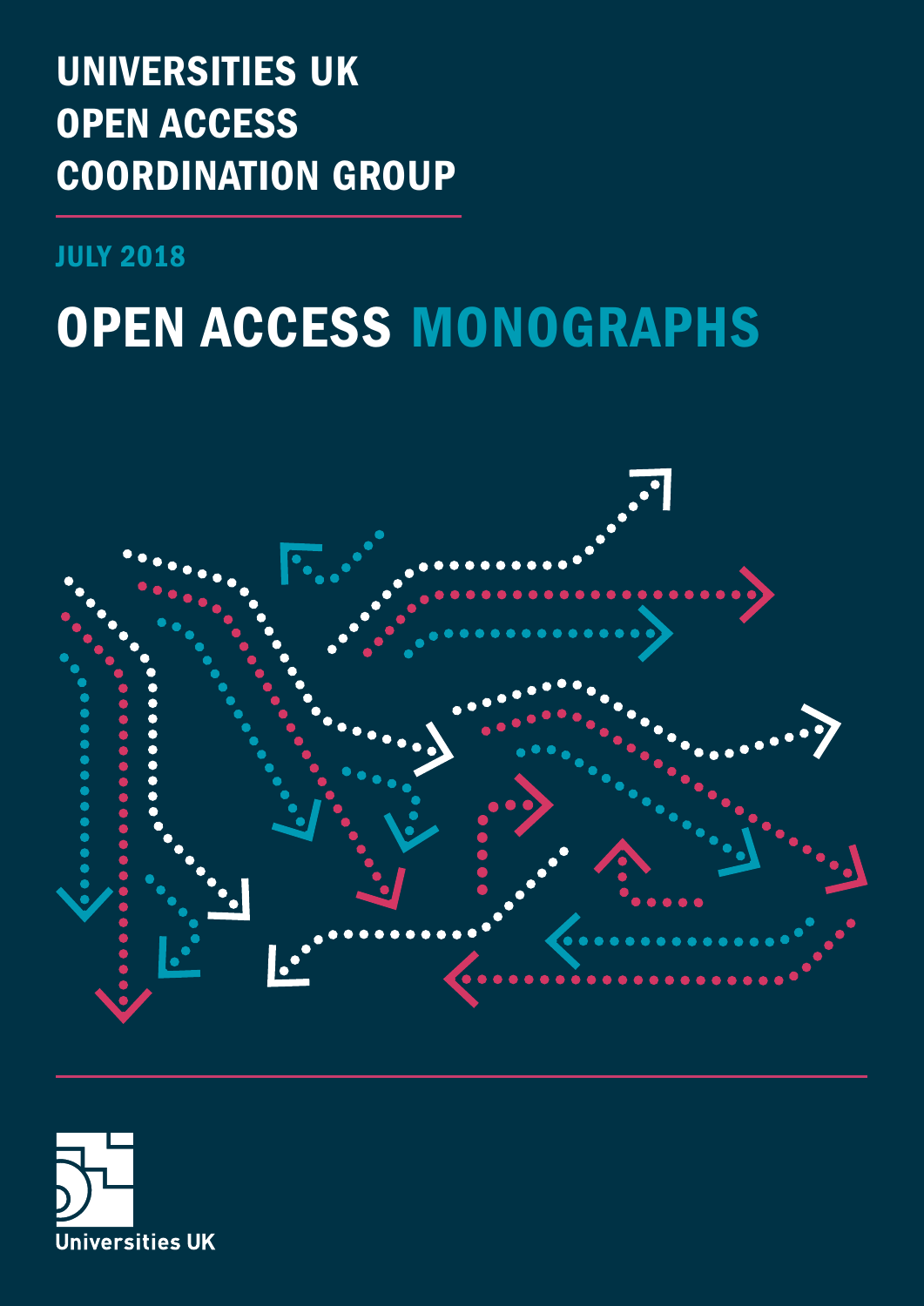# UNIVERSITIES UK OPEN ACCESS COORDINATION GROUP

JULY 2018

# OPEN ACCESS MONOGRAPHS

Universities UK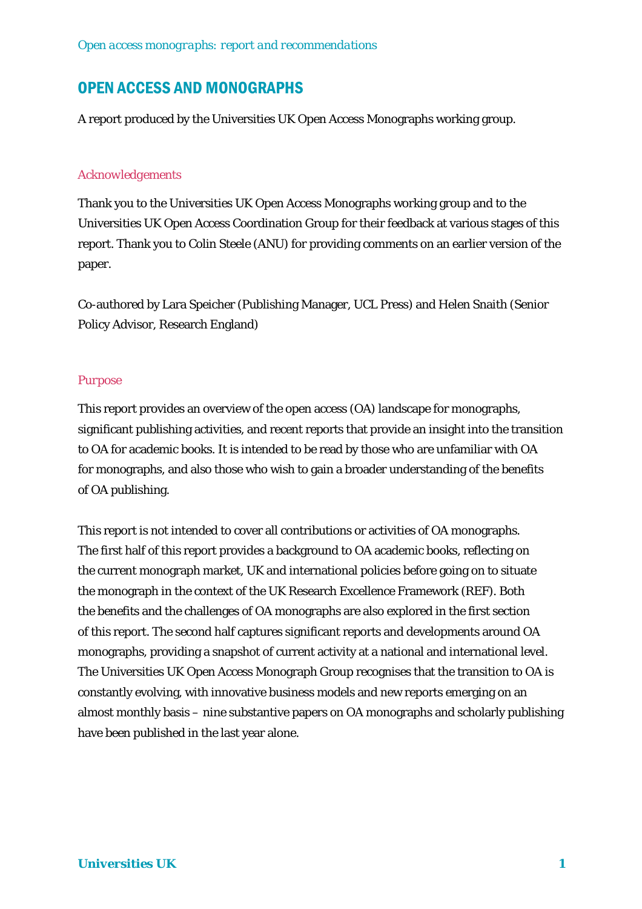# OPEN ACCESS AND MONOGRAPHS

A report produced by the Universities UK Open Access Monographs working group.

## Acknowledgements

Thank you to the Universities UK Open Access Monographs working group and to the Universities UK Open Access Coordination Group for their feedback at various stages of this report. Thank you to Colin Steele (ANU) for providing comments on an earlier version of the paper.

Co-authored by Lara Speicher (Publishing Manager, UCL Press) and Helen Snaith (Senior Policy Advisor, Research England)

## Purpose

This report provides an overview of the open access (OA) landscape for monographs, significant publishing activities, and recent reports that provide an insight into the transition to OA for academic books. It is intended to be read by those who are unfamiliar with OA for monographs, and also those who wish to gain a broader understanding of the benefits of OA publishing.

This report is not intended to cover all contributions or activities of OA monographs. The first half of this report provides a background to OA academic books, reflecting on the current monograph market, UK and international policies before going on to situate the monograph in the context of the UK Research Excellence Framework (REF). Both the benefits and the challenges of OA monographs are also explored in the first section of this report. The second half captures significant reports and developments around OA monographs, providing a snapshot of current activity at a national and international level. The Universities UK Open Access Monograph Group recognises that the transition to OA is constantly evolving, with innovative business models and new reports emerging on an almost monthly basis – nine substantive papers on OA monographs and scholarly publishing have been published in the last year alone.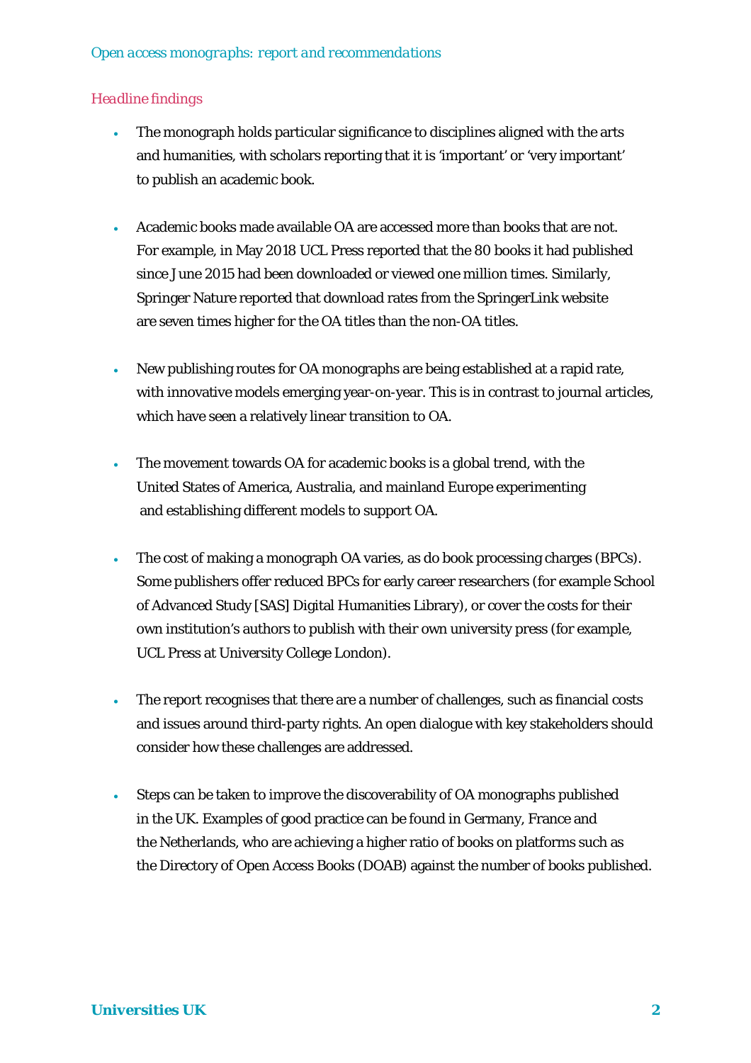## Headline findings

- The monograph holds particular significance to disciplines aligned with the arts and humanities, with scholars reporting that it is 'important' or 'very important' to publish an academic book.

- Academic books made available OA are accessed more than books that are not. For example, in May 2018 UCL Press reported that the 80 books it had published since June 2015 had been downloaded or viewed one million times. Similarly, Springer Nature reported that download rates from the SpringerLink website are seven times higher for the OA titles than the non-OA titles.

- New publishing routes for OA monographs are being established at a rapid rate, with innovative models emerging year-on-year. This is in contrast to journal articles, which have seen a relatively linear transition to OA.

- The movement towards OA for academic books is a global trend, with the United States of America, Australia, and mainland Europe experimenting and establishing different models to support OA.

- The cost of making a monograph OA varies, as do book processing charges (BPCs). Some publishers offer reduced BPCs for early career researchers (for example School of Advanced Study [SAS] Digital Humanities Library), or cover the costs for their own institution's authors to publish with their own university press (for example, UCL Press at University College London).

- The report recognises that there are a number of challenges, such as financial costs and issues around third-party rights. An open dialogue with key stakeholders should consider how these challenges are addressed.

- Steps can be taken to improve the discoverability of OA monographs published in the UK. Examples of good practice can be found in Germany, France and the Netherlands, who are achieving a higher ratio of books on platforms such as the Directory of Open Access Books (DOAB) against the number of books published.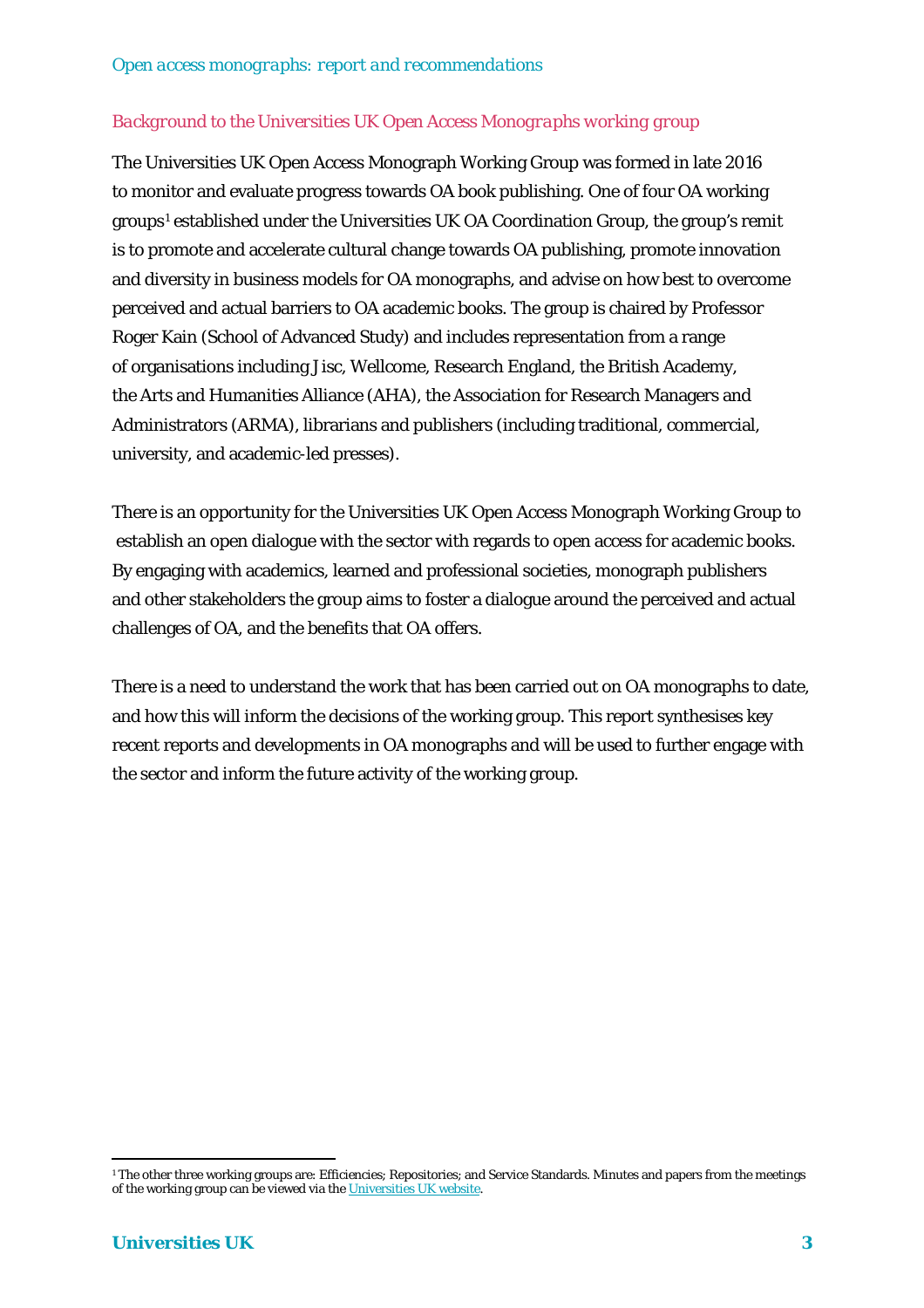## Background to the Universities UK Open Access Monographs working group

The Universities UK Open Access Monograph Working Group was formed in late 2016 to monitor and evaluate progress towards OA book publishing. One of four OA working groups[1] established under the Universities UK OA Coordination Group, the group's remit is to promote and accelerate cultural change towards OA publishing, promote innovation and diversity in business models for OA monographs, and advise on how best to overcome perceived and actual barriers to OA academic books. The group is chaired by Professor Roger Kain (School of Advanced Study) and includes representation from a range of organisations including Jisc, Wellcome, Research England, the British Academy, the Arts and Humanities Alliance (AHA), the Association for Research Managers and Administrators (ARMA), librarians and publishers (including traditional, commercial, university, and academic-led presses).

There is an opportunity for the Universities UK Open Access Monograph Working Group to establish an open dialogue with the sector with regards to open access for academic books. By engaging with academics, learned and professional societies, monograph publishers and other stakeholders the group aims to foster a dialogue around the perceived and actual challenges of OA, and the benefits that OA offers.

There is a need to understand the work that has been carried out on OA monographs to date, and how this will inform the decisions of the working group. This report synthesises key recent reports and developments in OA monographs and will be used to further engage with the sector and inform the future activity of the working group.

[1] The other three working groups are: Efficiencies; Repositories; and Service Standards. Minutes and papers from the meetings of the working group can be viewed via the Universities UK website.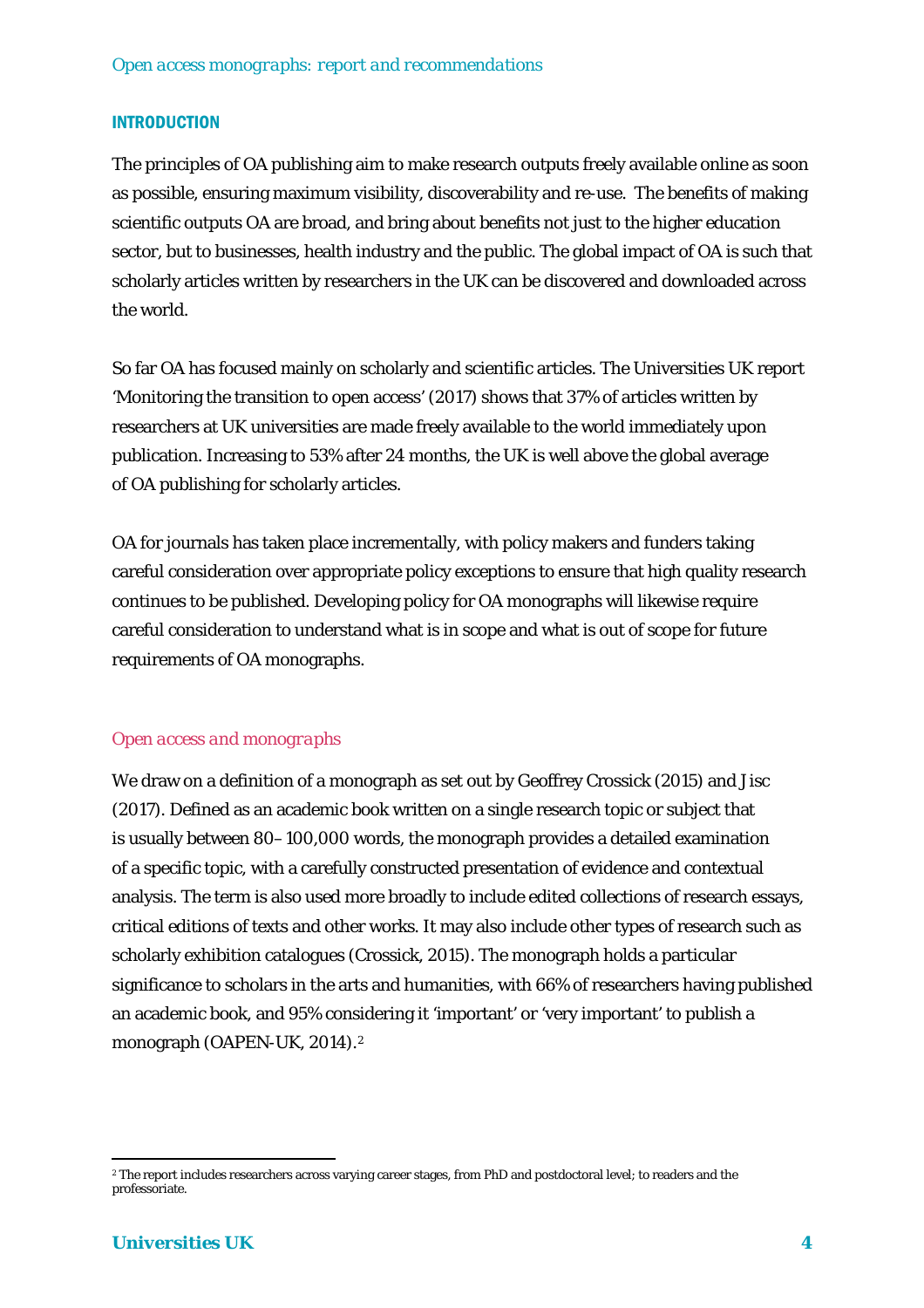## INTRODUCTION

The principles of OA publishing aim to make research outputs freely available online as soon as possible, ensuring maximum visibility, discoverability and re-use. The benefits of making scientific outputs OA are broad, and bring about benefits not just to the higher education sector, but to businesses, health industry and the public. The global impact of OA is such that scholarly articles written by researchers in the UK can be discovered and downloaded across the world.

So far OA has focused mainly on scholarly and scientific articles. The Universities UK report 'Monitoring the transition to open access' (2017) shows that 37% of articles written by researchers at UK universities are made freely available to the world immediately upon publication. Increasing to 53% after 24 months, the UK is well above the global average of OA publishing for scholarly articles.

OA for journals has taken place incrementally, with policy makers and funders taking careful consideration over appropriate policy exceptions to ensure that high quality research continues to be published. Developing policy for OA monographs will likewise require careful consideration to understand what is in scope and what is out of scope for future requirements of OA monographs.

### *Open access and monographs*

We draw on a definition of a monograph as set out by Geoffrey Crossick (2015) and Jisc (2017). Defined as an academic book written on a single research topic or subject that is usually between 80–100,000 words, the monograph provides a detailed examination of a specific topic, with a carefully constructed presentation of evidence and contextual analysis. The term is also used more broadly to include edited collections of research essays, critical editions of texts and other works. It may also include other types of research such as scholarly exhibition catalogues (Crossick, 2015). The monograph holds a particular significance to scholars in the arts and humanities, with 66% of researchers having published an academic book, and 95% considering it 'important' or 'very important' to publish a monograph (OAPEN-UK, 2014).[2]

[2] The report includes researchers across varying career stages, from PhD and postdoctoral level; to readers and the professoriate.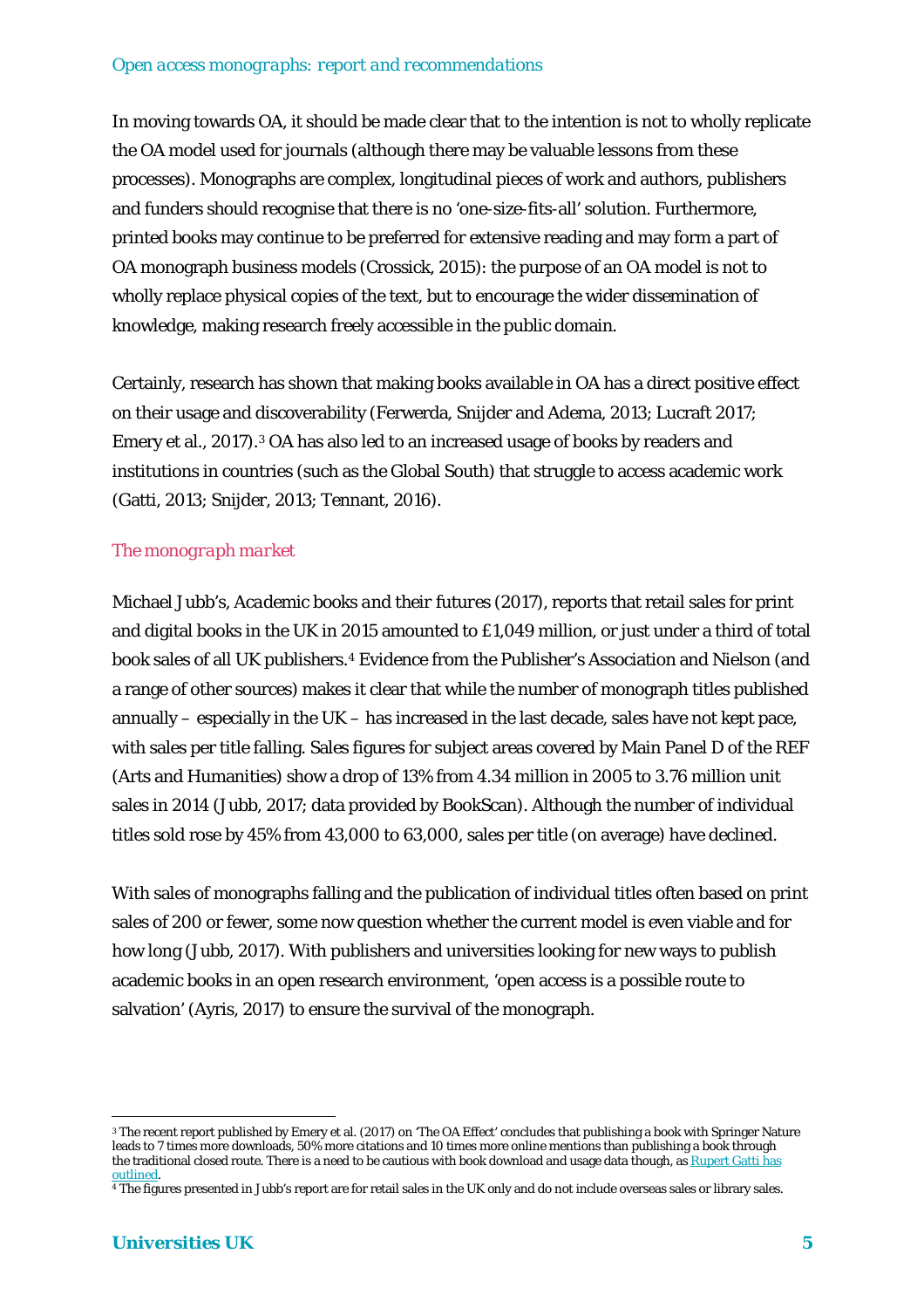In moving towards OA, it should be made clear that to the intention is not to wholly replicate the OA model used for journals (although there may be valuable lessons from these processes). Monographs are complex, longitudinal pieces of work and authors, publishers and funders should recognise that there is no 'one-size-fits-all' solution. Furthermore, printed books may continue to be preferred for extensive reading and may form a part of OA monograph business models (Crossick, 2015): the purpose of an OA model is not to wholly replace physical copies of the text, but to encourage the wider dissemination of knowledge, making research freely accessible in the public domain.

Certainly, research has shown that making books available in OA has a direct positive effect on their usage and discoverability (Ferwerda, Snijder and Adema, 2013; Lucraft 2017; Emery et al., 2017).[3] OA has also led to an increased usage of books by readers and institutions in countries (such as the Global South) that struggle to access academic work (Gatti, 2013; Snijder, 2013; Tennant, 2016).

### *The monograph market*

Michael Jubb's, *Academic books and their futures* (2017), reports that retail sales for print and digital books in the UK in 2015 amounted to £1,049 million, or just under a third of total book sales of all UK publishers.[4] Evidence from the Publisher's Association and Nielson (and a range of other sources) makes it clear that while the number of monograph titles published annually – especially in the UK – has increased in the last decade, sales have not kept pace, with sales per title falling. Sales figures for subject areas covered by Main Panel D of the REF (Arts and Humanities) show a drop of 13% from 4.34 million in 2005 to 3.76 million unit sales in 2014 (Jubb, 2017; data provided by BookScan). Although the number of individual titles sold rose by 45% from 43,000 to 63,000, sales per title (on average) have declined.

With sales of monographs falling and the publication of individual titles often based on print sales of 200 or fewer, some now question whether the current model is even viable and for how long (Jubb, 2017). With publishers and universities looking for new ways to publish academic books in an open research environment, 'open access is a possible route to salvation' (Ayris, 2017) to ensure the survival of the monograph.

---

[3] The recent report published by Emery et al. (2017) on 'The OA Effect' concludes that publishing a book with Springer Nature leads to 7 times more downloads, 50% more citations and 10 times more online mentions than publishing a book through the traditional closed route. There is a need to be cautious with book download and usage data though, as Rupert Gatti has outlined.

[4] The figures presented in Jubb's report are for retail sales in the UK only and do not include overseas sales or library sales.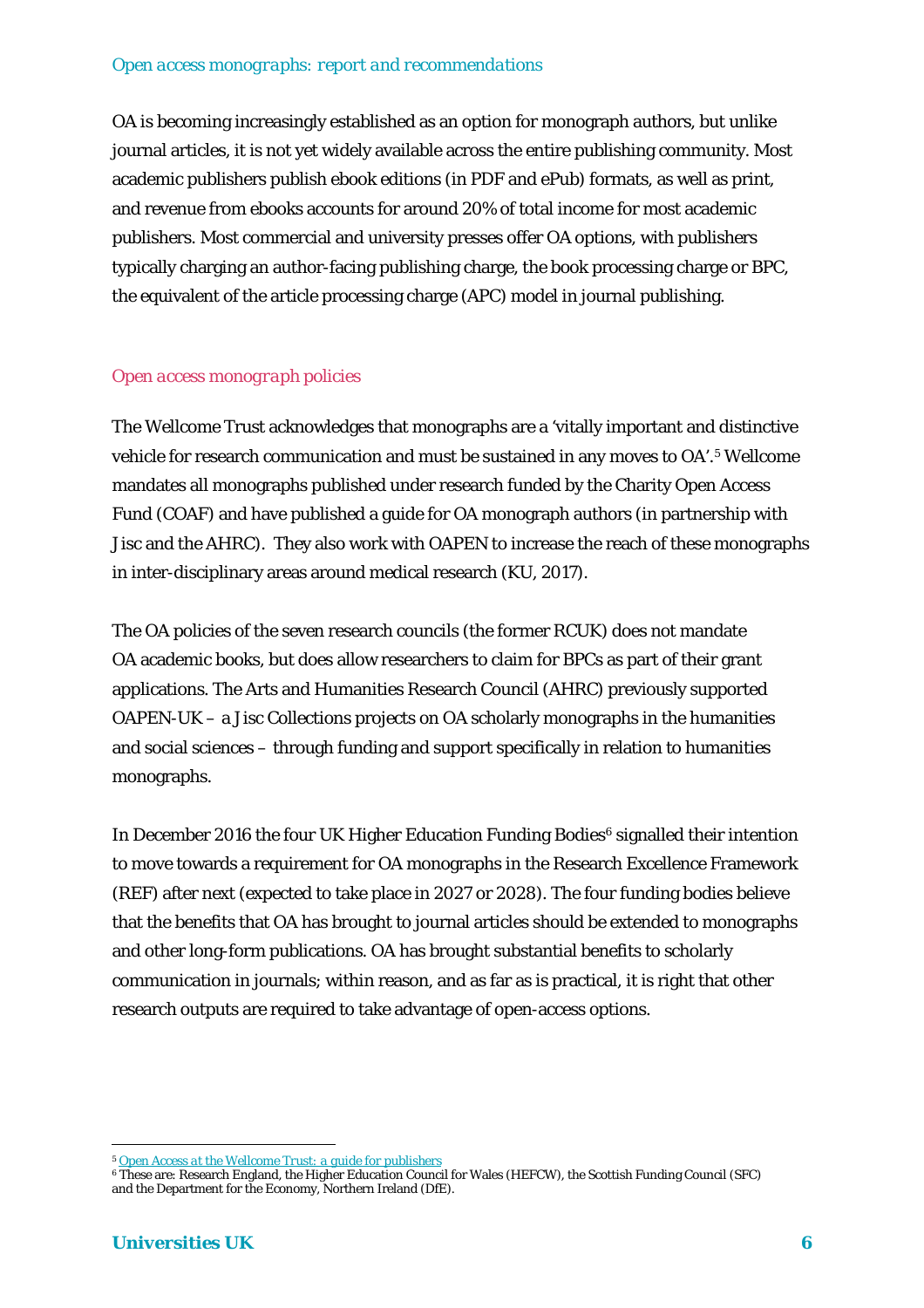*Open access monographs: report and recommendations*

OA is becoming increasingly established as an option for monograph authors, but unlike journal articles, it is not yet widely available across the entire publishing community. Most academic publishers publish ebook editions (in PDF and ePub) formats, as well as print, and revenue from ebooks accounts for around 20% of total income for most academic publishers. Most commercial and university presses offer OA options, with publishers typically charging an author-facing publishing charge, the book processing charge or BPC, the equivalent of the article processing charge (APC) model in journal publishing.

## *Open access monograph policies*

The Wellcome Trust acknowledges that monographs are a 'vitally important and distinctive vehicle for research communication and must be sustained in any moves to OA'.[5] Wellcome mandates all monographs published under research funded by the Charity Open Access Fund (COAF) and have published a guide for OA monograph authors (in partnership with Jisc and the AHRC). They also work with OAPEN to increase the reach of these monographs in inter-disciplinary areas around medical research (KU, 2017).

The OA policies of the seven research councils (the former RCUK) does not mandate OA academic books, but does allow researchers to claim for BPCs as part of their grant applications. The Arts and Humanities Research Council (AHRC) previously supported OAPEN-UK – a Jisc Collections projects on OA scholarly monographs in the humanities and social sciences – through funding and support specifically in relation to humanities monographs.

In December 2016 the four UK Higher Education Funding Bodies[6] signalled their intention to move towards a requirement for OA monographs in the Research Excellence Framework (REF) after next (expected to take place in 2027 or 2028). The four funding bodies believe that the benefits that OA has brought to journal articles should be extended to monographs and other long-form publications. OA has brought substantial benefits to scholarly communication in journals; within reason, and as far as is practical, it is right that other research outputs are required to take advantage of open-access options.

---

[5] Open Access at the Wellcome Trust: a guide for publishers

[6] These are: Research England, the Higher Education Council for Wales (HEFCW), the Scottish Funding Council (SFC) and the Department for the Economy, Northern Ireland (DfE).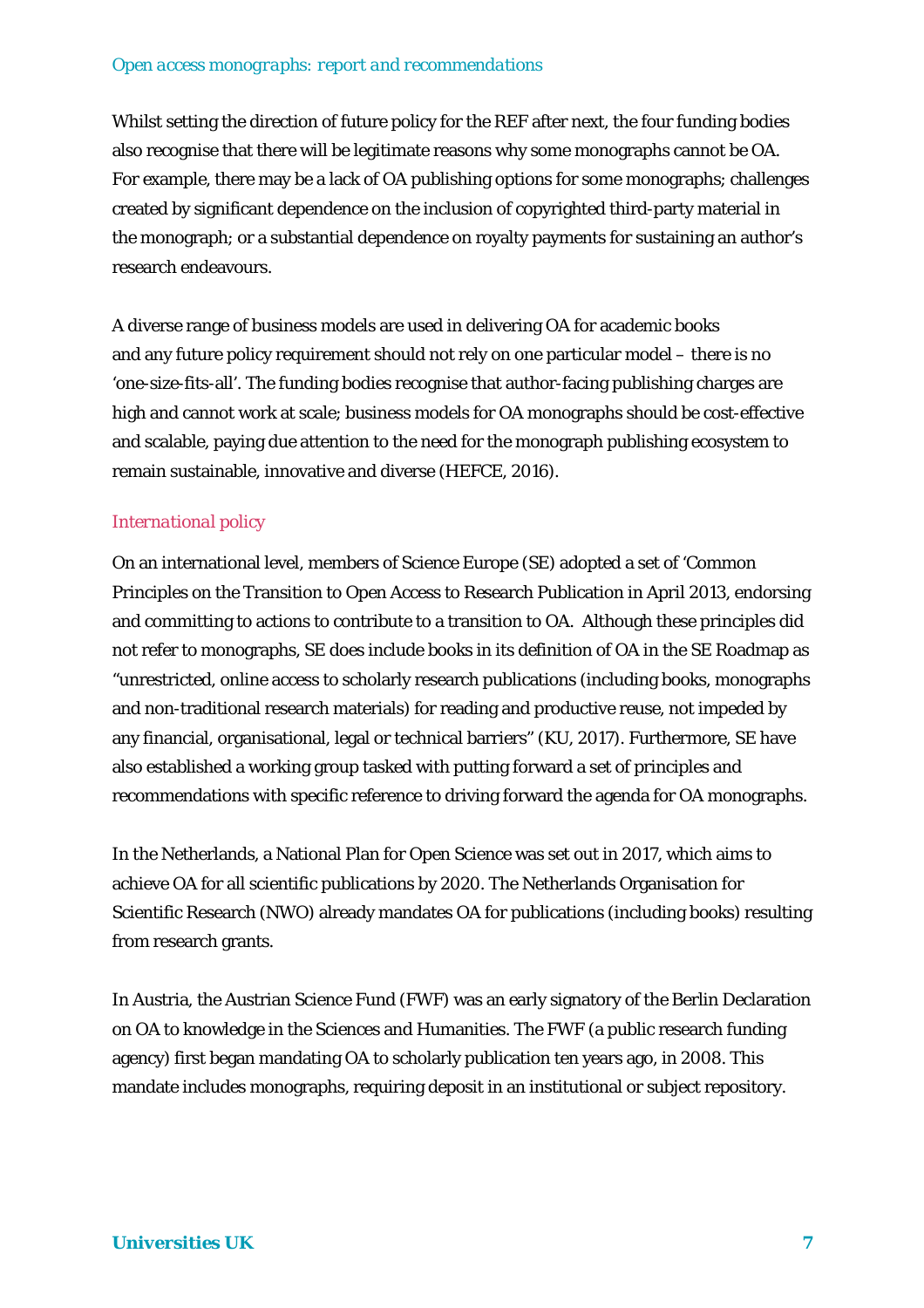Whilst setting the direction of future policy for the REF after next, the four funding bodies also recognise that there will be legitimate reasons why some monographs cannot be OA. For example, there may be a lack of OA publishing options for some monographs; challenges created by significant dependence on the inclusion of copyrighted third-party material in the monograph; or a substantial dependence on royalty payments for sustaining an author's research endeavours.

A diverse range of business models are used in delivering OA for academic books and any future policy requirement should not rely on one particular model – there is no 'one-size-fits-all'. The funding bodies recognise that author-facing publishing charges are high and cannot work at scale; business models for OA monographs should be cost-effective and scalable, paying due attention to the need for the monograph publishing ecosystem to remain sustainable, innovative and diverse (HEFCE, 2016).

### *International policy*

On an international level, members of Science Europe (SE) adopted a set of 'Common Principles on the Transition to Open Access to Research Publication in April 2013, endorsing and committing to actions to contribute to a transition to OA. Although these principles did not refer to monographs, SE does include books in its definition of OA in the SE Roadmap as "unrestricted, online access to scholarly research publications (including books, monographs and non-traditional research materials) for reading and productive reuse, not impeded by any financial, organisational, legal or technical barriers" (KU, 2017). Furthermore, SE have also established a working group tasked with putting forward a set of principles and recommendations with specific reference to driving forward the agenda for OA monographs.

In the Netherlands, a National Plan for Open Science was set out in 2017, which aims to achieve OA for all scientific publications by 2020. The Netherlands Organisation for Scientific Research (NWO) already mandates OA for publications (including books) resulting from research grants.

In Austria, the Austrian Science Fund (FWF) was an early signatory of the Berlin Declaration on OA to knowledge in the Sciences and Humanities. The FWF (a public research funding agency) first began mandating OA to scholarly publication ten years ago, in 2008. This mandate includes monographs, requiring deposit in an institutional or subject repository.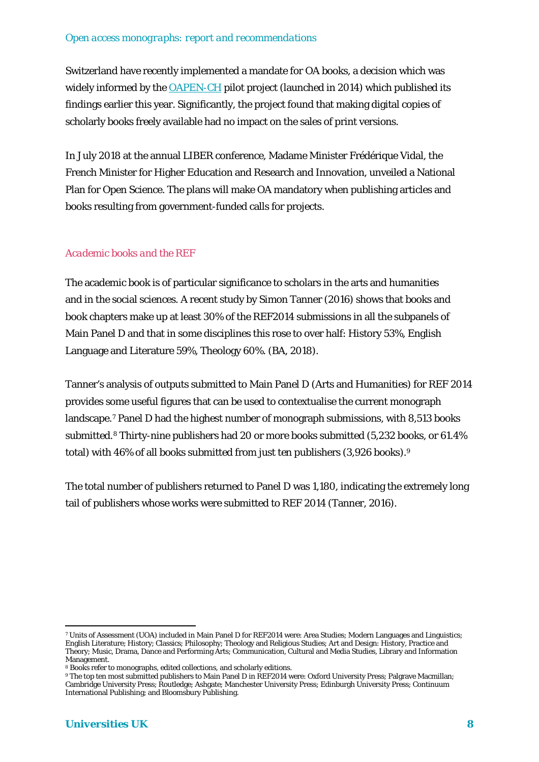Switzerland have recently implemented a mandate for OA books, a decision which was widely informed by the OAPEN-CH pilot project (launched in 2014) which published its findings earlier this year. Significantly, the project found that making digital copies of scholarly books freely available had no impact on the sales of print versions.

In July 2018 at the annual LIBER conference, Madame Minister Frédérique Vidal, the French Minister for Higher Education and Research and Innovation, unveiled a National Plan for Open Science. The plans will make OA mandatory when publishing articles and books resulting from government-funded calls for projects.

### *Academic books and the REF*

The academic book is of particular significance to scholars in the arts and humanities and in the social sciences. A recent study by Simon Tanner (2016) shows that books and book chapters make up at least 30% of the REF2014 submissions in all the subpanels of Main Panel D and that in some disciplines this rose to over half: History 53%, English Language and Literature 59%, Theology 60%. (BA, 2018).

Tanner's analysis of outputs submitted to Main Panel D (Arts and Humanities) for REF 2014 provides some useful figures that can be used to contextualise the current monograph landscape.[7] Panel D had the highest number of monograph submissions, with 8,513 books submitted.[8] Thirty-nine publishers had 20 or more books submitted (5,232 books, or 61.4% total) with 46% of all books submitted from just ten publishers (3,926 books).[9]

The total number of publishers returned to Panel D was 1,180, indicating the extremely long tail of publishers whose works were submitted to REF 2014 (Tanner, 2016).

---

[7] Units of Assessment (UOA) included in Main Panel D for REF2014 were: Area Studies; Modern Languages and Linguistics; English Literature; History; Classics; Philosophy; Theology and Religious Studies; Art and Design: History, Practice and Theory; Music, Drama, Dance and Performing Arts; Communication, Cultural and Media Studies, Library and Information Management.

[8] Books refer to monographs, edited collections, and scholarly editions.

[9] The top ten most submitted publishers to Main Panel D in REF2014 were: Oxford University Press; Palgrave Macmillan; Cambridge University Press; Routledge; Ashgate; Manchester University Press; Edinburgh University Press; Continuum International Publishing; and Bloomsbury Publishing.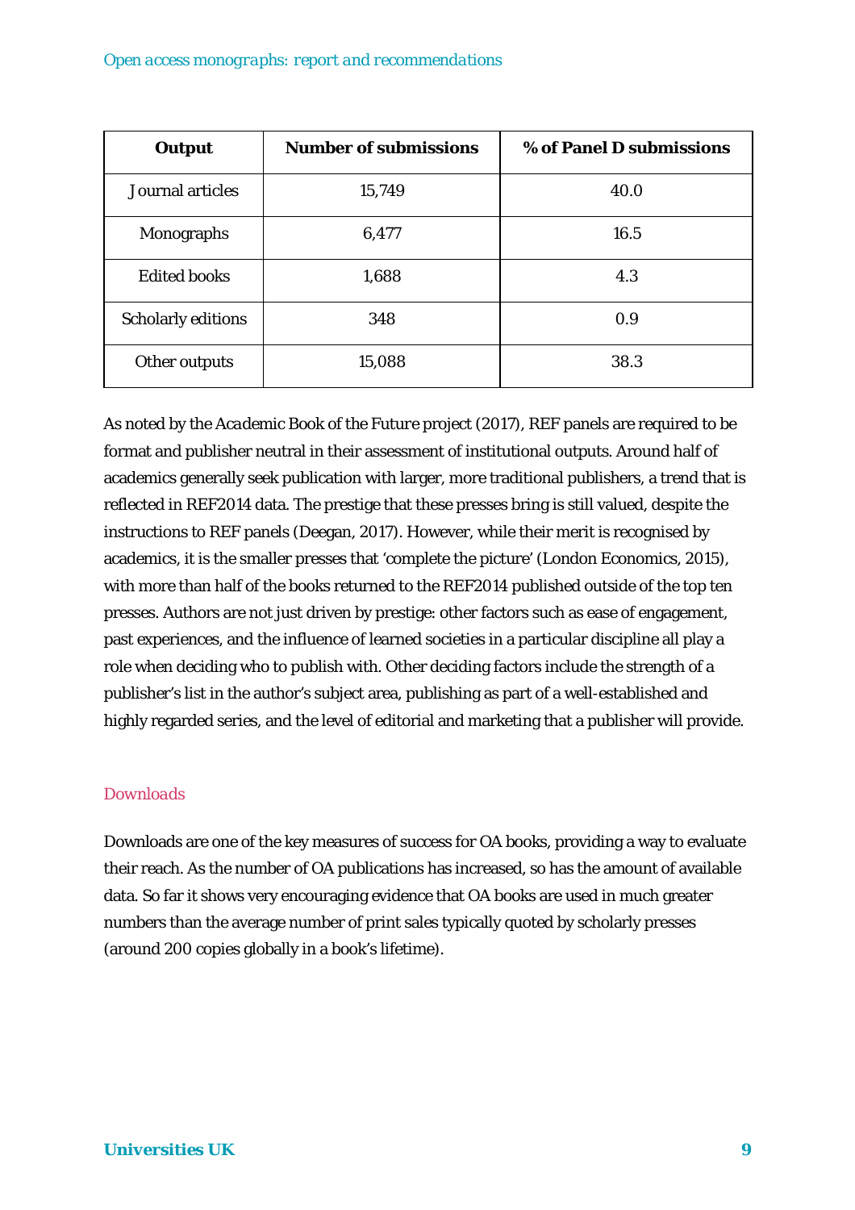| Output | Number of submissions | % of Panel D submissions |
| --- | --- | --- |
| Journal articles | 15,749 | 40.0 |
| Monographs | 6,477 | 16.5 |
| Edited books | 1,688 | 4.3 |
| Scholarly editions | 348 | 0.9 |
| Other outputs | 15,088 | 38.3 |

As noted by the *Academic Book of the Future* project (2017), REF panels are required to be format and publisher neutral in their assessment of institutional outputs. Around half of academics generally seek publication with larger, more traditional publishers, a trend that is reflected in REF2014 data. The prestige that these presses bring is still valued, despite the instructions to REF panels (Deegan, 2017). However, while their merit is recognised by academics, it is the smaller presses that 'complete the picture' (London Economics, 2015), with more than half of the books returned to the REF2014 published outside of the top ten presses. Authors are not just driven by prestige: other factors such as ease of engagement, past experiences, and the influence of learned societies in a particular discipline all play a role when deciding who to publish with. Other deciding factors include the strength of a publisher's list in the author's subject area, publishing as part of a well-established and highly regarded series, and the level of editorial and marketing that a publisher will provide.

### Downloads

Downloads are one of the key measures of success for OA books, providing a way to evaluate their reach. As the number of OA publications has increased, so has the amount of available data. So far it shows very encouraging evidence that OA books are used in much greater numbers than the average number of print sales typically quoted by scholarly presses (around 200 copies globally in a book's lifetime).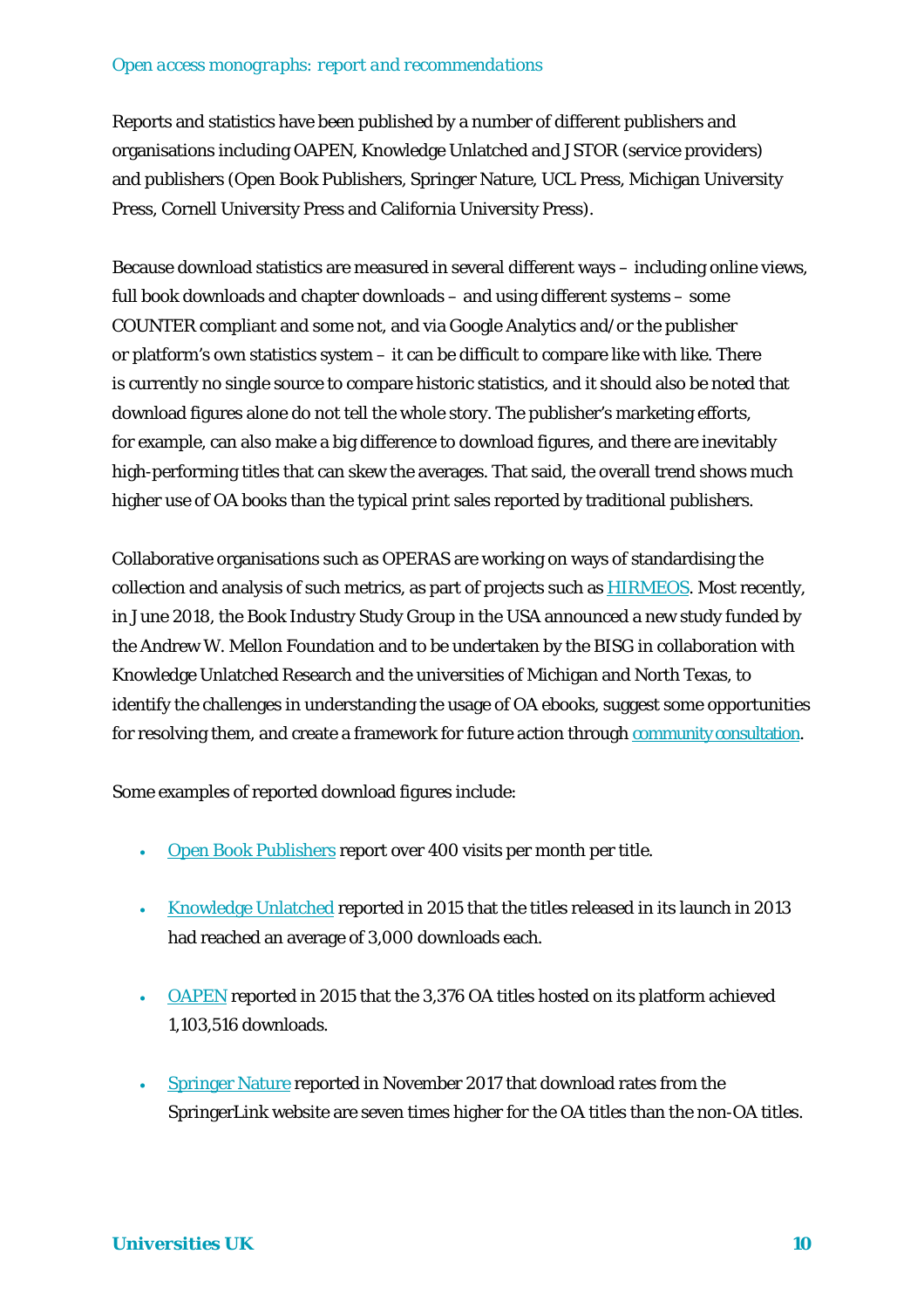Reports and statistics have been published by a number of different publishers and organisations including OAPEN, Knowledge Unlatched and JSTOR (service providers) and publishers (Open Book Publishers, Springer Nature, UCL Press, Michigan University Press, Cornell University Press and California University Press).

Because download statistics are measured in several different ways – including online views, full book downloads and chapter downloads – and using different systems – some COUNTER compliant and some not, and via Google Analytics and/or the publisher or platform's own statistics system – it can be difficult to compare like with like. There is currently no single source to compare historic statistics, and it should also be noted that download figures alone do not tell the whole story. The publisher's marketing efforts, for example, can also make a big difference to download figures, and there are inevitably high-performing titles that can skew the averages. That said, the overall trend shows much higher use of OA books than the typical print sales reported by traditional publishers.

Collaborative organisations such as OPERAS are working on ways of standardising the collection and analysis of such metrics, as part of projects such as HIRMEOS. Most recently, in June 2018, the Book Industry Study Group in the USA announced a new study funded by the Andrew W. Mellon Foundation and to be undertaken by the BISG in collaboration with Knowledge Unlatched Research and the universities of Michigan and North Texas, to identify the challenges in understanding the usage of OA ebooks, suggest some opportunities for resolving them, and create a framework for future action through community consultation.

Some examples of reported download figures include:

- Open Book Publishers report over 400 visits per month per title.
- Knowledge Unlatched reported in 2015 that the titles released in its launch in 2013 had reached an average of 3,000 downloads each.
- OAPEN reported in 2015 that the 3,376 OA titles hosted on its platform achieved 1,103,516 downloads.
- Springer Nature reported in November 2017 that download rates from the SpringerLink website are seven times higher for the OA titles than the non-OA titles.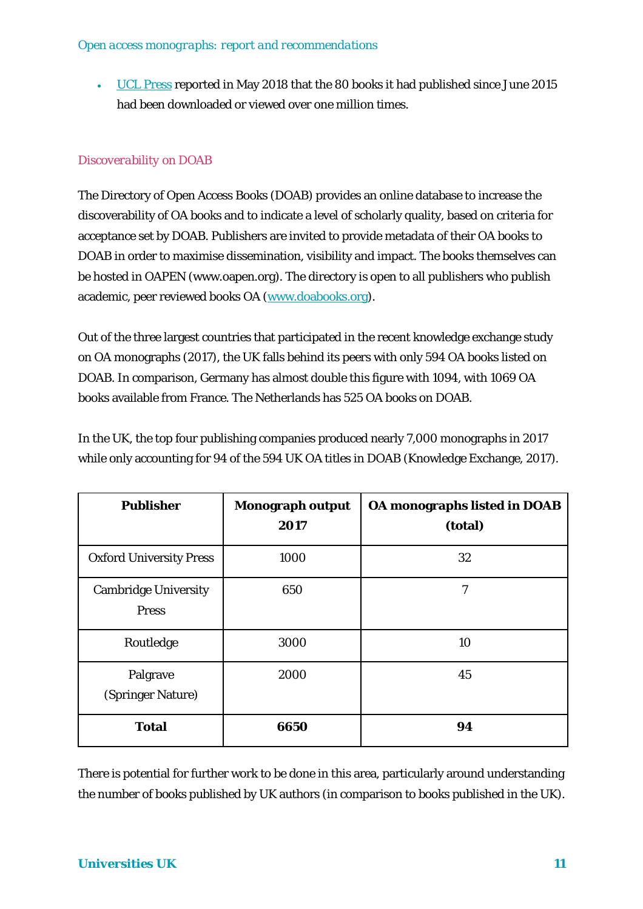- UCL Press reported in May 2018 that the 80 books it had published since June 2015 had been downloaded or viewed over one million times.

### Discoverability on DOAB

The Directory of Open Access Books (DOAB) provides an online database to increase the discoverability of OA books and to indicate a level of scholarly quality, based on criteria for acceptance set by DOAB. Publishers are invited to provide metadata of their OA books to DOAB in order to maximise dissemination, visibility and impact. The books themselves can be hosted in OAPEN (www.oapen.org). The directory is open to all publishers who publish academic, peer reviewed books OA (www.doabooks.org).

Out of the three largest countries that participated in the recent knowledge exchange study on OA monographs (2017), the UK falls behind its peers with only 594 OA books listed on DOAB. In comparison, Germany has almost double this figure with 1094, with 1069 OA books available from France. The Netherlands has 525 OA books on DOAB.

In the UK, the top four publishing companies produced nearly 7,000 monographs in 2017 while only accounting for 94 of the 594 UK OA titles in DOAB (Knowledge Exchange, 2017).

| Publisher | Monograph output 2017 | OA monographs listed in DOAB (total) |
|---|---|---|
| Oxford University Press | 1000 | 32 |
| Cambridge University Press | 650 | 7 |
| Routledge | 3000 | 10 |
| Palgrave (Springer Nature) | 2000 | 45 |
| **Total** | **6650** | **94** |

There is potential for further work to be done in this area, particularly around understanding the number of books published by UK authors (in comparison to books published in the UK).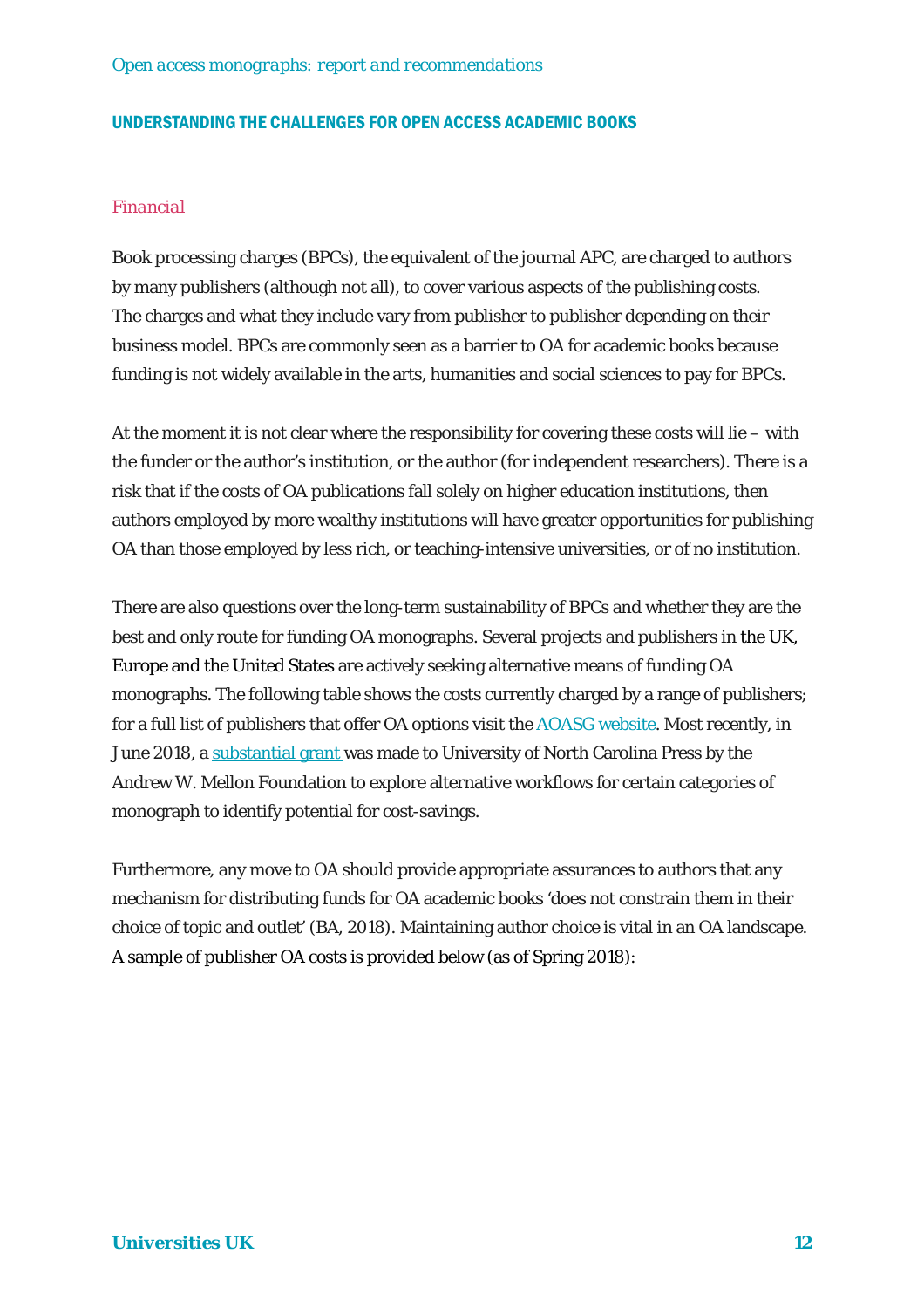## UNDERSTANDING THE CHALLENGES FOR OPEN ACCESS ACADEMIC BOOKS

### *Financial*

Book processing charges (BPCs), the equivalent of the journal APC, are charged to authors by many publishers (although not all), to cover various aspects of the publishing costs. The charges and what they include vary from publisher to publisher depending on their business model. BPCs are commonly seen as a barrier to OA for academic books because funding is not widely available in the arts, humanities and social sciences to pay for BPCs.

At the moment it is not clear where the responsibility for covering these costs will lie – with the funder or the author's institution, or the author (for independent researchers). There is a risk that if the costs of OA publications fall solely on higher education institutions, then authors employed by more wealthy institutions will have greater opportunities for publishing OA than those employed by less rich, or teaching-intensive universities, or of no institution.

There are also questions over the long-term sustainability of BPCs and whether they are the best and only route for funding OA monographs. Several projects and publishers in the UK, Europe and the United States are actively seeking alternative means of funding OA monographs. The following table shows the costs currently charged by a range of publishers; for a full list of publishers that offer OA options visit the AOASG website. Most recently, in June 2018, a substantial grant was made to University of North Carolina Press by the Andrew W. Mellon Foundation to explore alternative workflows for certain categories of monograph to identify potential for cost-savings.

Furthermore, any move to OA should provide appropriate assurances to authors that any mechanism for distributing funds for OA academic books 'does not constrain them in their choice of topic and outlet' (BA, 2018). Maintaining author choice is vital in an OA landscape. A sample of publisher OA costs is provided below (as of Spring 2018):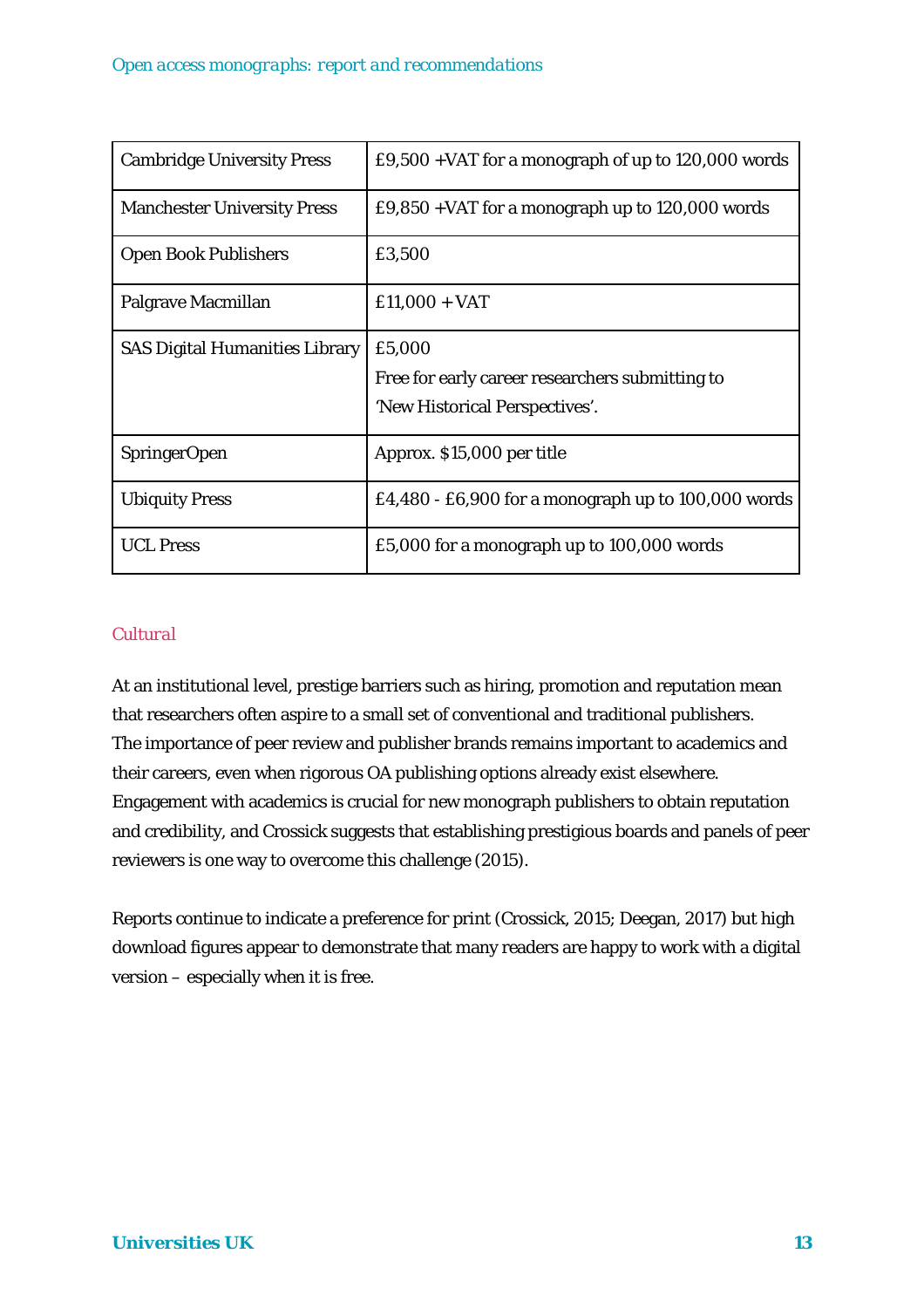| | |
|---|---|
| Cambridge University Press | £9,500 +VAT for a monograph of up to 120,000 words |
| Manchester University Press | £9,850 +VAT for a monograph up to 120,000 words |
| Open Book Publishers | £3,500 |
| Palgrave Macmillan | £11,000 + VAT |
| SAS Digital Humanities Library | £5,000<br>Free for early career researchers submitting to 'New Historical Perspectives'. |
| SpringerOpen | Approx. $15,000 per title |
| Ubiquity Press | £4,480 - £6,900 for a monograph up to 100,000 words |
| UCL Press | £5,000 for a monograph up to 100,000 words |

### Cultural

At an institutional level, prestige barriers such as hiring, promotion and reputation mean that researchers often aspire to a small set of conventional and traditional publishers. The importance of peer review and publisher brands remains important to academics and their careers, even when rigorous OA publishing options already exist elsewhere. Engagement with academics is crucial for new monograph publishers to obtain reputation and credibility, and Crossick suggests that establishing prestigious boards and panels of peer reviewers is one way to overcome this challenge (2015).

Reports continue to indicate a preference for print (Crossick, 2015; Deegan, 2017) but high download figures appear to demonstrate that many readers are happy to work with a digital version – especially when it is free.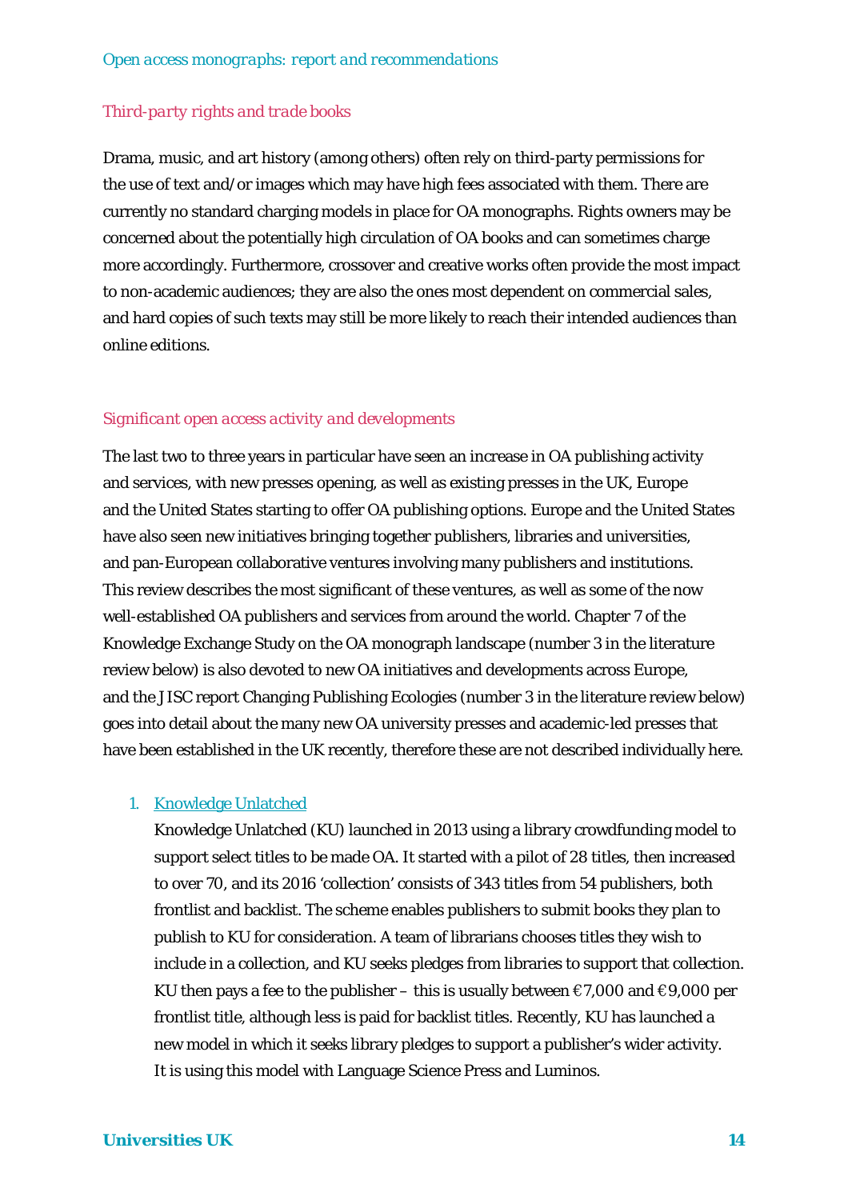### *Third-party rights and trade books*

Drama, music, and art history (among others) often rely on third-party permissions for the use of text and/or images which may have high fees associated with them. There are currently no standard charging models in place for OA monographs. Rights owners may be concerned about the potentially high circulation of OA books and can sometimes charge more accordingly. Furthermore, crossover and creative works often provide the most impact to non-academic audiences; they are also the ones most dependent on commercial sales, and hard copies of such texts may still be more likely to reach their intended audiences than online editions.

### *Significant open access activity and developments*

The last two to three years in particular have seen an increase in OA publishing activity and services, with new presses opening, as well as existing presses in the UK, Europe and the United States starting to offer OA publishing options. Europe and the United States have also seen new initiatives bringing together publishers, libraries and universities, and pan-European collaborative ventures involving many publishers and institutions. This review describes the most significant of these ventures, as well as some of the now well-established OA publishers and services from around the world. Chapter 7 of the Knowledge Exchange Study on the OA monograph landscape (number 3 in the literature review below) is also devoted to new OA initiatives and developments across Europe, and the JISC report Changing Publishing Ecologies (number 3 in the literature review below) goes into detail about the many new OA university presses and academic-led presses that have been established in the UK recently, therefore these are not described individually here.

1. Knowledge Unlatched
   Knowledge Unlatched (KU) launched in 2013 using a library crowdfunding model to support select titles to be made OA. It started with a pilot of 28 titles, then increased to over 70, and its 2016 'collection' consists of 343 titles from 54 publishers, both frontlist and backlist. The scheme enables publishers to submit books they plan to publish to KU for consideration. A team of librarians chooses titles they wish to include in a collection, and KU seeks pledges from libraries to support that collection. KU then pays a fee to the publisher – this is usually between €7,000 and €9,000 per frontlist title, although less is paid for backlist titles. Recently, KU has launched a new model in which it seeks library pledges to support a publisher's wider activity. It is using this model with Language Science Press and Luminos.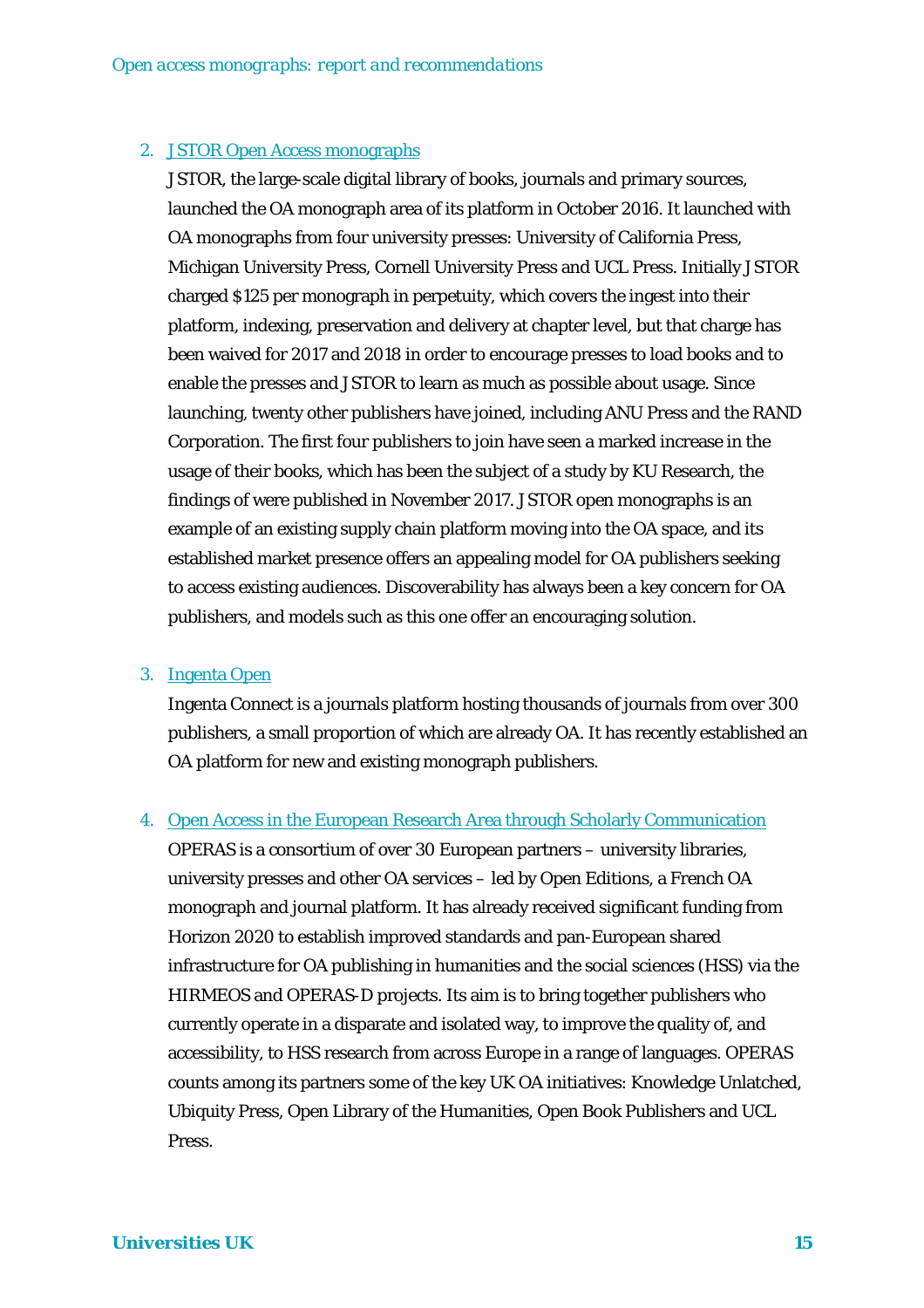2. [JSTOR Open Access monographs]

   JSTOR, the large-scale digital library of books, journals and primary sources, launched the OA monograph area of its platform in October 2016. It launched with OA monographs from four university presses: University of California Press, Michigan University Press, Cornell University Press and UCL Press. Initially JSTOR charged $125 per monograph in perpetuity, which covers the ingest into their platform, indexing, preservation and delivery at chapter level, but that charge has been waived for 2017 and 2018 in order to encourage presses to load books and to enable the presses and JSTOR to learn as much as possible about usage. Since launching, twenty other publishers have joined, including ANU Press and the RAND Corporation. The first four publishers to join have seen a marked increase in the usage of their books, which has been the subject of a study by KU Research, the findings of were published in November 2017. JSTOR open monographs is an example of an existing supply chain platform moving into the OA space, and its established market presence offers an appealing model for OA publishers seeking to access existing audiences. Discoverability has always been a key concern for OA publishers, and models such as this one offer an encouraging solution.

3. [Ingenta Open]

   Ingenta Connect is a journals platform hosting thousands of journals from over 300 publishers, a small proportion of which are already OA. It has recently established an OA platform for new and existing monograph publishers.

4. [Open Access in the European Research Area through Scholarly Communication]

   OPERAS is a consortium of over 30 European partners – university libraries, university presses and other OA services – led by Open Editions, a French OA monograph and journal platform. It has already received significant funding from Horizon 2020 to establish improved standards and pan-European shared infrastructure for OA publishing in humanities and the social sciences (HSS) via the HIRMEOS and OPERAS-D projects. Its aim is to bring together publishers who currently operate in a disparate and isolated way, to improve the quality of, and accessibility, to HSS research from across Europe in a range of languages. OPERAS counts among its partners some of the key UK OA initiatives: Knowledge Unlatched, Ubiquity Press, Open Library of the Humanities, Open Book Publishers and UCL Press.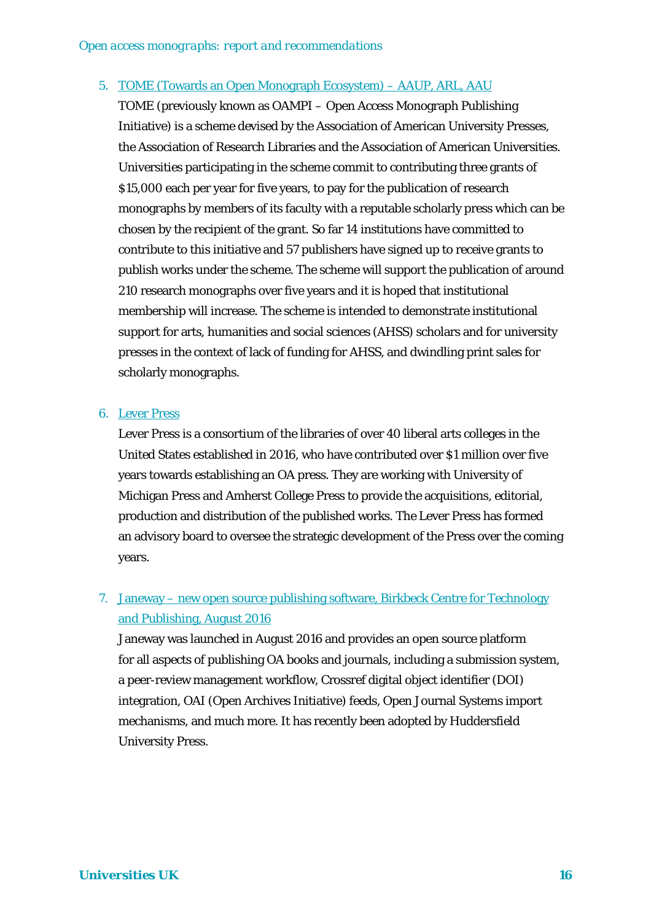5. TOME (Towards an Open Monograph Ecosystem) – AAUP, ARL, AAU
   TOME (previously known as OAMPI – Open Access Monograph Publishing Initiative) is a scheme devised by the Association of American University Presses, the Association of Research Libraries and the Association of American Universities. Universities participating in the scheme commit to contributing three grants of $15,000 each per year for five years, to pay for the publication of research monographs by members of its faculty with a reputable scholarly press which can be chosen by the recipient of the grant. So far 14 institutions have committed to contribute to this initiative and 57 publishers have signed up to receive grants to publish works under the scheme. The scheme will support the publication of around 210 research monographs over five years and it is hoped that institutional membership will increase. The scheme is intended to demonstrate institutional support for arts, humanities and social sciences (AHSS) scholars and for university presses in the context of lack of funding for AHSS, and dwindling print sales for scholarly monographs.

6. Lever Press
   Lever Press is a consortium of the libraries of over 40 liberal arts colleges in the United States established in 2016, who have contributed over $1 million over five years towards establishing an OA press. They are working with University of Michigan Press and Amherst College Press to provide the acquisitions, editorial, production and distribution of the published works. The Lever Press has formed an advisory board to oversee the strategic development of the Press over the coming years.

7. Janeway – new open source publishing software, Birkbeck Centre for Technology and Publishing, August 2016
   Janeway was launched in August 2016 and provides an open source platform for all aspects of publishing OA books and journals, including a submission system, a peer-review management workflow, Crossref digital object identifier (DOI) integration, OAI (Open Archives Initiative) feeds, Open Journal Systems import mechanisms, and much more. It has recently been adopted by Huddersfield University Press.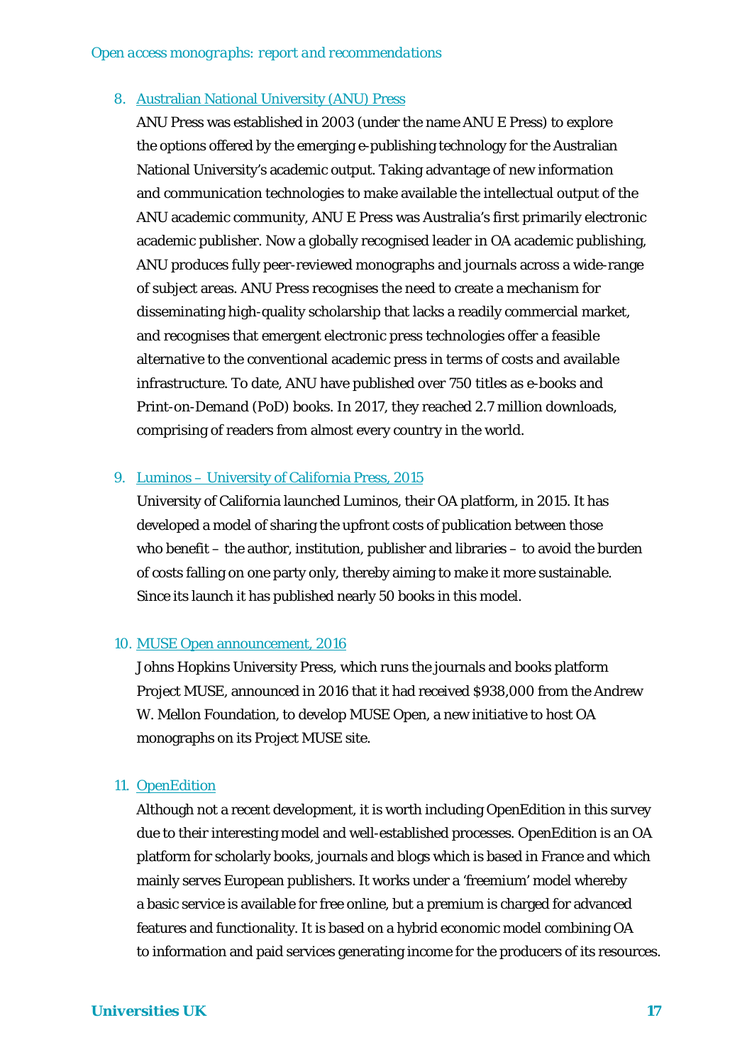8. Australian National University (ANU) Press

   ANU Press was established in 2003 (under the name ANU E Press) to explore the options offered by the emerging e-publishing technology for the Australian National University's academic output. Taking advantage of new information and communication technologies to make available the intellectual output of the ANU academic community, ANU E Press was Australia's first primarily electronic academic publisher. Now a globally recognised leader in OA academic publishing, ANU produces fully peer-reviewed monographs and journals across a wide-range of subject areas. ANU Press recognises the need to create a mechanism for disseminating high-quality scholarship that lacks a readily commercial market, and recognises that emergent electronic press technologies offer a feasible alternative to the conventional academic press in terms of costs and available infrastructure. To date, ANU have published over 750 titles as e-books and Print-on-Demand (PoD) books. In 2017, they reached 2.7 million downloads, comprising of readers from almost every country in the world.

9. Luminos – University of California Press, 2015

   University of California launched Luminos, their OA platform, in 2015. It has developed a model of sharing the upfront costs of publication between those who benefit – the author, institution, publisher and libraries – to avoid the burden of costs falling on one party only, thereby aiming to make it more sustainable. Since its launch it has published nearly 50 books in this model.

10. MUSE Open announcement, 2016

    Johns Hopkins University Press, which runs the journals and books platform Project MUSE, announced in 2016 that it had received $938,000 from the Andrew W. Mellon Foundation, to develop MUSE Open, a new initiative to host OA monographs on its Project MUSE site.

11. OpenEdition

    Although not a recent development, it is worth including OpenEdition in this survey due to their interesting model and well-established processes. OpenEdition is an OA platform for scholarly books, journals and blogs which is based in France and which mainly serves European publishers. It works under a 'freemium' model whereby a basic service is available for free online, but a premium is charged for advanced features and functionality. It is based on a hybrid economic model combining OA to information and paid services generating income for the producers of its resources.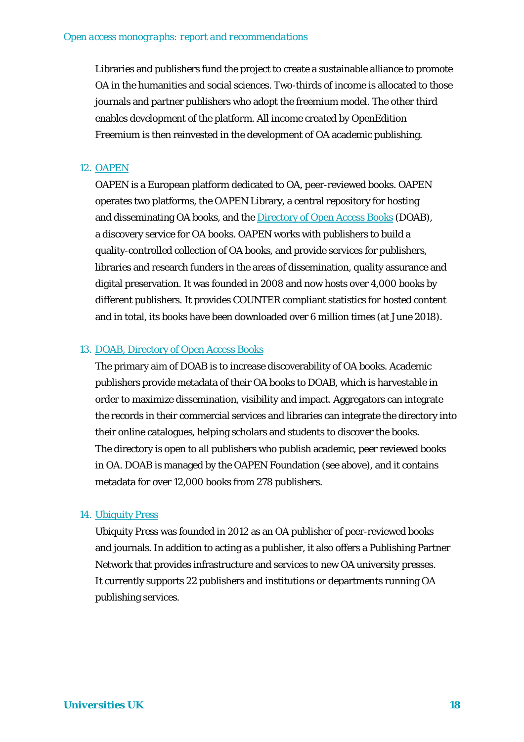Libraries and publishers fund the project to create a sustainable alliance to promote OA in the humanities and social sciences. Two-thirds of income is allocated to those journals and partner publishers who adopt the freemium model. The other third enables development of the platform. All income created by OpenEdition Freemium is then reinvested in the development of OA academic publishing.

12. OAPEN

    OAPEN is a European platform dedicated to OA, peer-reviewed books. OAPEN operates two platforms, the OAPEN Library, a central repository for hosting and disseminating OA books, and the Directory of Open Access Books (DOAB), a discovery service for OA books. OAPEN works with publishers to build a quality-controlled collection of OA books, and provide services for publishers, libraries and research funders in the areas of dissemination, quality assurance and digital preservation. It was founded in 2008 and now hosts over 4,000 books by different publishers. It provides COUNTER compliant statistics for hosted content and in total, its books have been downloaded over 6 million times (at June 2018).

13. DOAB, Directory of Open Access Books

    The primary aim of DOAB is to increase discoverability of OA books. Academic publishers provide metadata of their OA books to DOAB, which is harvestable in order to maximize dissemination, visibility and impact. Aggregators can integrate the records in their commercial services and libraries can integrate the directory into their online catalogues, helping scholars and students to discover the books. The directory is open to all publishers who publish academic, peer reviewed books in OA. DOAB is managed by the OAPEN Foundation (see above), and it contains metadata for over 12,000 books from 278 publishers.

14. Ubiquity Press

    Ubiquity Press was founded in 2012 as an OA publisher of peer-reviewed books and journals. In addition to acting as a publisher, it also offers a Publishing Partner Network that provides infrastructure and services to new OA university presses. It currently supports 22 publishers and institutions or departments running OA publishing services.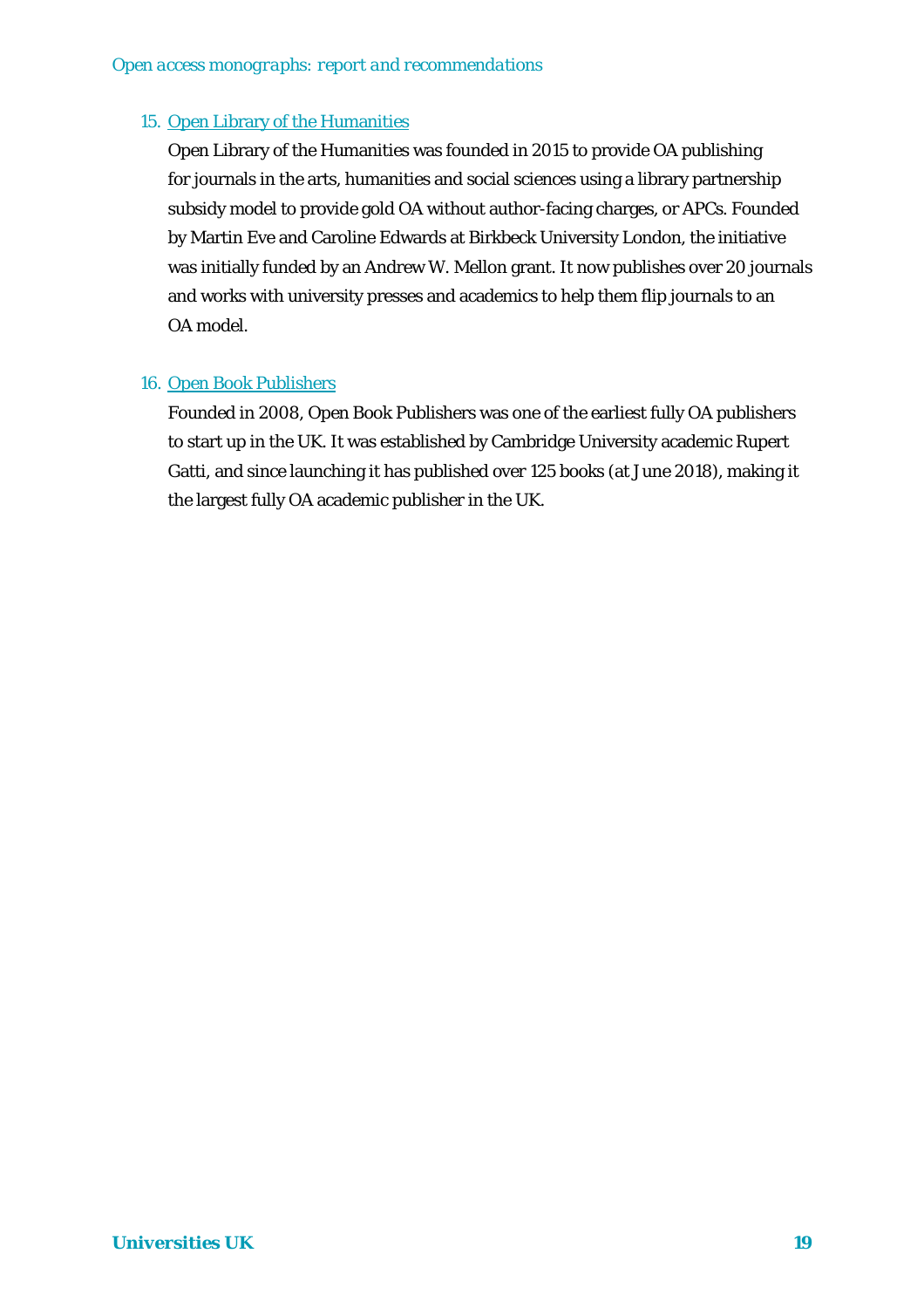15. Open Library of the Humanities

    Open Library of the Humanities was founded in 2015 to provide OA publishing for journals in the arts, humanities and social sciences using a library partnership subsidy model to provide gold OA without author-facing charges, or APCs. Founded by Martin Eve and Caroline Edwards at Birkbeck University London, the initiative was initially funded by an Andrew W. Mellon grant. It now publishes over 20 journals and works with university presses and academics to help them flip journals to an OA model.

16. Open Book Publishers

    Founded in 2008, Open Book Publishers was one of the earliest fully OA publishers to start up in the UK. It was established by Cambridge University academic Rupert Gatti, and since launching it has published over 125 books (at June 2018), making it the largest fully OA academic publisher in the UK.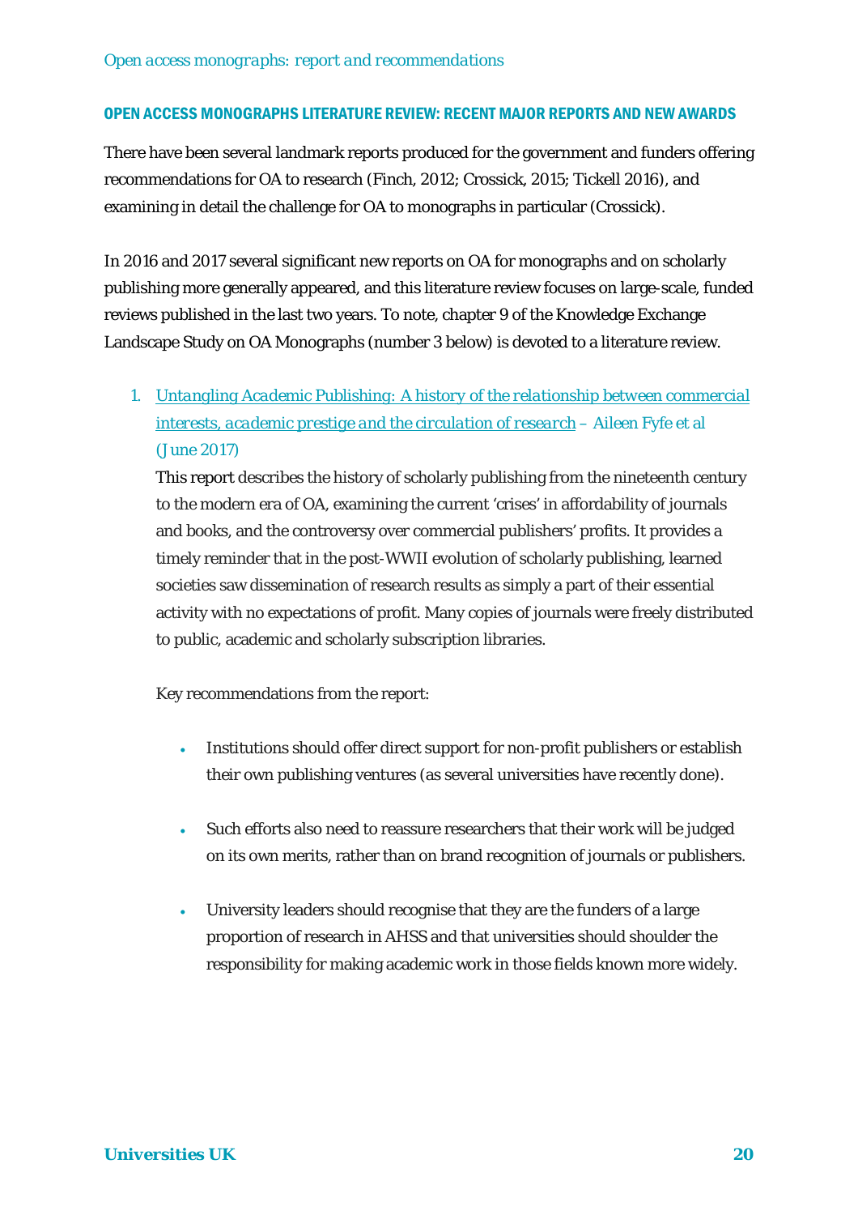## OPEN ACCESS MONOGRAPHS LITERATURE REVIEW: RECENT MAJOR REPORTS AND NEW AWARDS

There have been several landmark reports produced for the government and funders offering recommendations for OA to research (Finch, 2012; Crossick, 2015; Tickell 2016), and examining in detail the challenge for OA to monographs in particular (Crossick).

In 2016 and 2017 several significant new reports on OA for monographs and on scholarly publishing more generally appeared, and this literature review focuses on large-scale, funded reviews published in the last two years. To note, chapter 9 of the Knowledge Exchange Landscape Study on OA Monographs (number 3 below) is devoted to a literature review.

1. *Untangling Academic Publishing: A history of the relationship between commercial interests, academic prestige and the circulation of research* – Aileen Fyfe et al (June 2017)

   This report describes the history of scholarly publishing from the nineteenth century to the modern era of OA, examining the current 'crises' in affordability of journals and books, and the controversy over commercial publishers' profits. It provides a timely reminder that in the post-WWII evolution of scholarly publishing, learned societies saw dissemination of research results as simply a part of their essential activity with no expectations of profit. Many copies of journals were freely distributed to public, academic and scholarly subscription libraries.

   Key recommendations from the report:

   - Institutions should offer direct support for non-profit publishers or establish their own publishing ventures (as several universities have recently done).

   - Such efforts also need to reassure researchers that their work will be judged on its own merits, rather than on brand recognition of journals or publishers.

   - University leaders should recognise that they are the funders of a large proportion of research in AHSS and that universities should shoulder the responsibility for making academic work in those fields known more widely.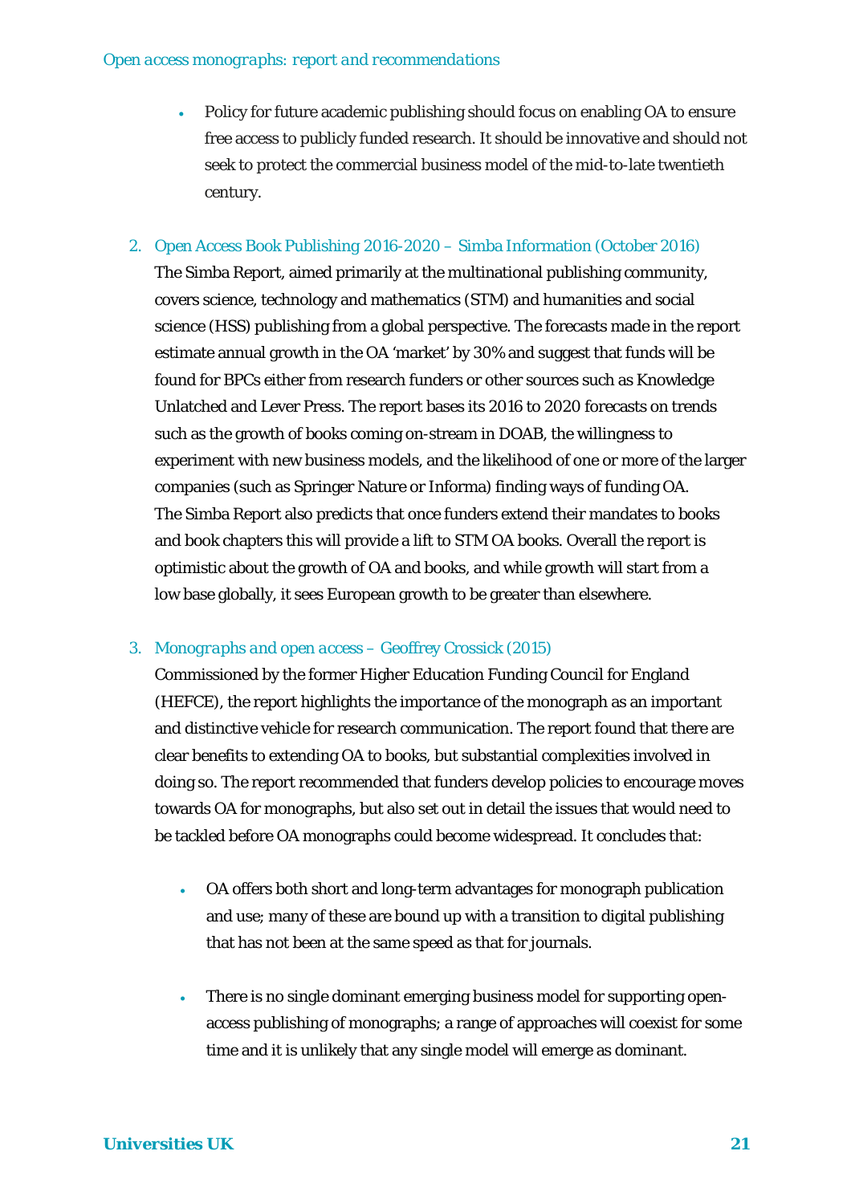- Policy for future academic publishing should focus on enabling OA to ensure free access to publicly funded research. It should be innovative and should not seek to protect the commercial business model of the mid-to-late twentieth century.

2. Open Access Book Publishing 2016-2020 – Simba Information (October 2016)
   The Simba Report, aimed primarily at the multinational publishing community, covers science, technology and mathematics (STM) and humanities and social science (HSS) publishing from a global perspective. The forecasts made in the report estimate annual growth in the OA 'market' by 30% and suggest that funds will be found for BPCs either from research funders or other sources such as Knowledge Unlatched and Lever Press. The report bases its 2016 to 2020 forecasts on trends such as the growth of books coming on-stream in DOAB, the willingness to experiment with new business models, and the likelihood of one or more of the larger companies (such as Springer Nature or Informa) finding ways of funding OA. The Simba Report also predicts that once funders extend their mandates to books and book chapters this will provide a lift to STM OA books. Overall the report is optimistic about the growth of OA and books, and while growth will start from a low base globally, it sees European growth to be greater than elsewhere.

3. *Monographs and open access* – Geoffrey Crossick (2015)
   Commissioned by the former Higher Education Funding Council for England (HEFCE), the report highlights the importance of the monograph as an important and distinctive vehicle for research communication. The report found that there are clear benefits to extending OA to books, but substantial complexities involved in doing so. The report recommended that funders develop policies to encourage moves towards OA for monographs, but also set out in detail the issues that would need to be tackled before OA monographs could become widespread. It concludes that:

   - OA offers both short and long-term advantages for monograph publication and use; many of these are bound up with a transition to digital publishing that has not been at the same speed as that for journals.

   - There is no single dominant emerging business model for supporting open-access publishing of monographs; a range of approaches will coexist for some time and it is unlikely that any single model will emerge as dominant.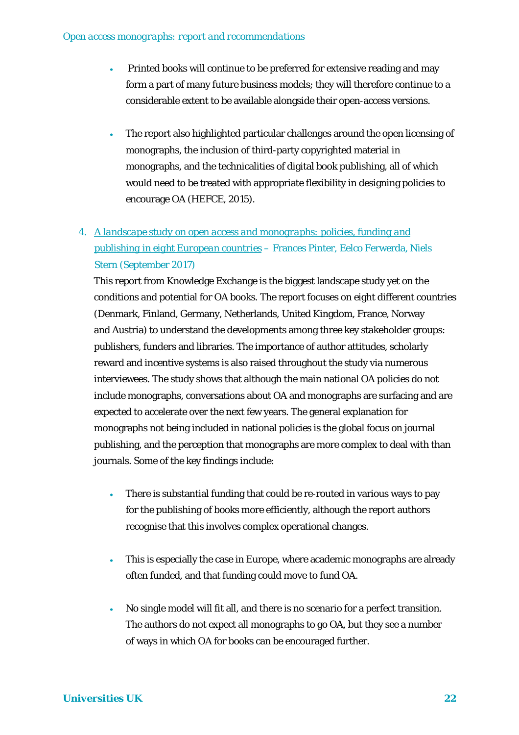- Printed books will continue to be preferred for extensive reading and may form a part of many future business models; they will therefore continue to a considerable extent to be available alongside their open-access versions.

- The report also highlighted particular challenges around the open licensing of monographs, the inclusion of third-party copyrighted material in monographs, and the technicalities of digital book publishing, all of which would need to be treated with appropriate flexibility in designing policies to encourage OA (HEFCE, 2015).

4. *A landscape study on open access and monographs: policies, funding and publishing in eight European countries* – Frances Pinter, Eelco Ferwerda, Niels Stern (September 2017)

   This report from Knowledge Exchange is the biggest landscape study yet on the conditions and potential for OA books. The report focuses on eight different countries (Denmark, Finland, Germany, Netherlands, United Kingdom, France, Norway and Austria) to understand the developments among three key stakeholder groups: publishers, funders and libraries. The importance of author attitudes, scholarly reward and incentive systems is also raised throughout the study via numerous interviewees. The study shows that although the main national OA policies do not include monographs, conversations about OA and monographs are surfacing and are expected to accelerate over the next few years. The general explanation for monographs not being included in national policies is the global focus on journal publishing, and the perception that monographs are more complex to deal with than journals. Some of the key findings include:

   - There is substantial funding that could be re-routed in various ways to pay for the publishing of books more efficiently, although the report authors recognise that this involves complex operational changes.

   - This is especially the case in Europe, where academic monographs are already often funded, and that funding could move to fund OA.

   - No single model will fit all, and there is no scenario for a perfect transition. The authors do not expect all monographs to go OA, but they see a number of ways in which OA for books can be encouraged further.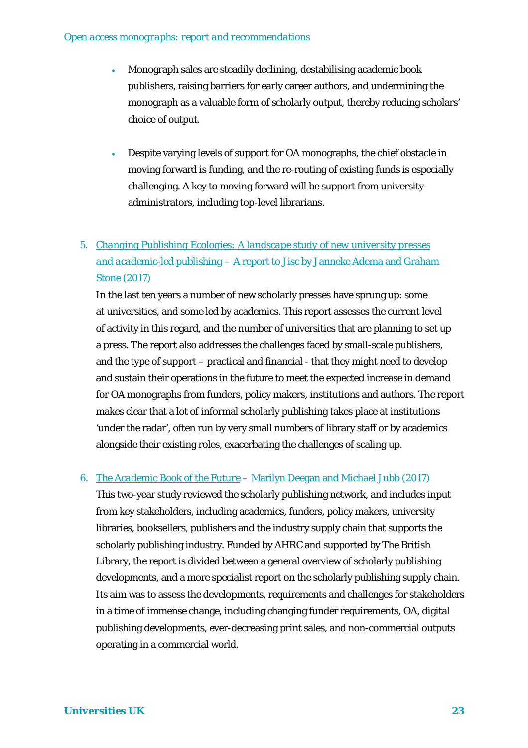- Monograph sales are steadily declining, destabilising academic book publishers, raising barriers for early career authors, and undermining the monograph as a valuable form of scholarly output, thereby reducing scholars' choice of output.

- Despite varying levels of support for OA monographs, the chief obstacle in moving forward is funding, and the re-routing of existing funds is especially challenging. A key to moving forward will be support from university administrators, including top-level librarians.

5. *Changing Publishing Ecologies: A landscape study of new university presses and academic-led publishing* – A report to Jisc by Janneke Adema and Graham Stone (2017)

   In the last ten years a number of new scholarly presses have sprung up: some at universities, and some led by academics. This report assesses the current level of activity in this regard, and the number of universities that are planning to set up a press. The report also addresses the challenges faced by small-scale publishers, and the type of support – practical and financial - that they might need to develop and sustain their operations in the future to meet the expected increase in demand for OA monographs from funders, policy makers, institutions and authors. The report makes clear that a lot of informal scholarly publishing takes place at institutions 'under the radar', often run by very small numbers of library staff or by academics alongside their existing roles, exacerbating the challenges of scaling up.

6. *The Academic Book of the Future* – Marilyn Deegan and Michael Jubb (2017)

   This two-year study reviewed the scholarly publishing network, and includes input from key stakeholders, including academics, funders, policy makers, university libraries, booksellers, publishers and the industry supply chain that supports the scholarly publishing industry. Funded by AHRC and supported by The British Library, the report is divided between a general overview of scholarly publishing developments, and a more specialist report on the scholarly publishing supply chain. Its aim was to assess the developments, requirements and challenges for stakeholders in a time of immense change, including changing funder requirements, OA, digital publishing developments, ever-decreasing print sales, and non-commercial outputs operating in a commercial world.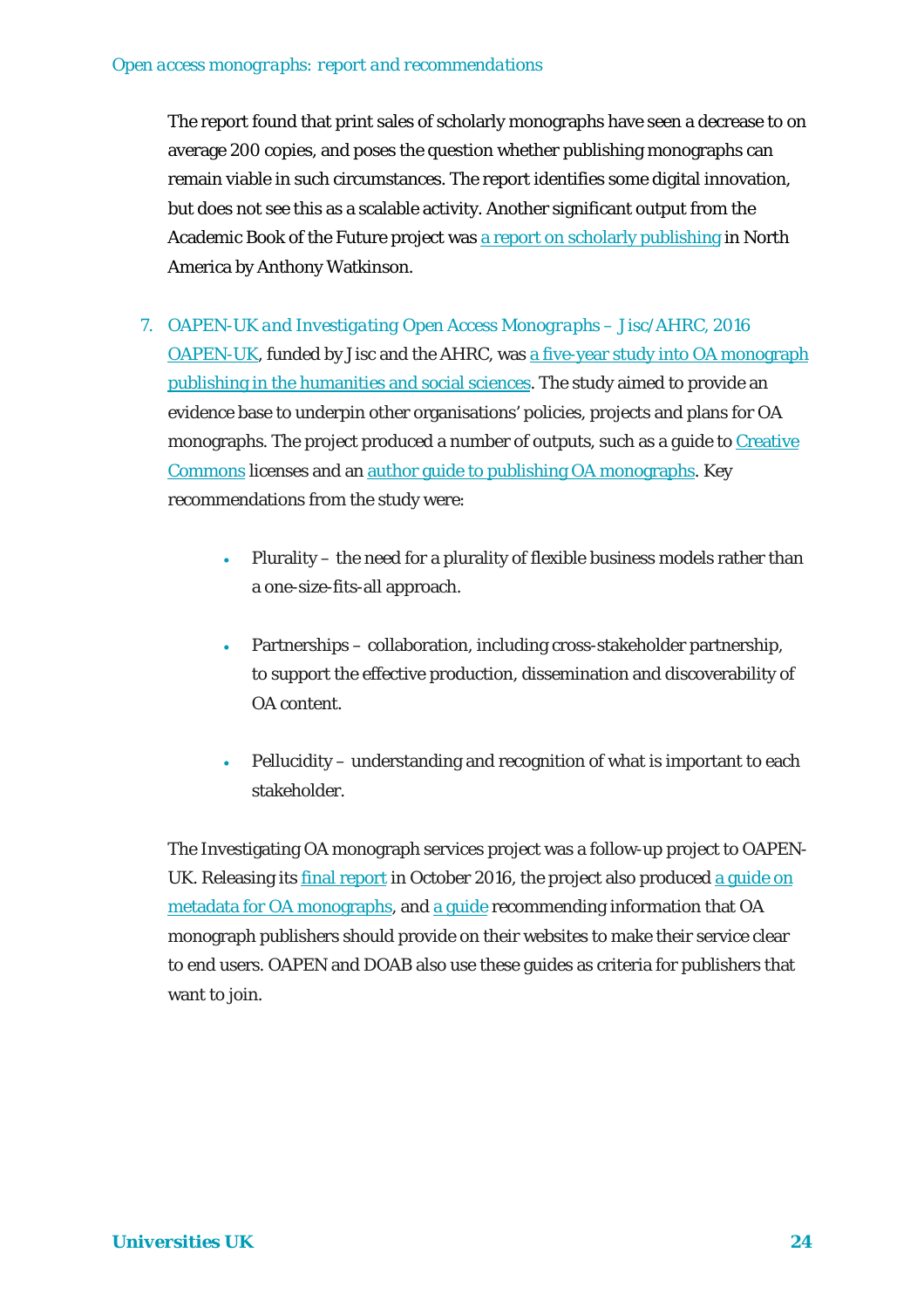The report found that print sales of scholarly monographs have seen a decrease to on average 200 copies, and poses the question whether publishing monographs can remain viable in such circumstances. The report identifies some digital innovation, but does not see this as a scalable activity. Another significant output from the Academic Book of the Future project was a report on scholarly publishing in North America by Anthony Watkinson.

7. *OAPEN-UK and Investigating Open Access Monographs – Jisc/AHRC, 2016*
   OAPEN-UK, funded by Jisc and the AHRC, was a five-year study into OA monograph publishing in the humanities and social sciences. The study aimed to provide an evidence base to underpin other organisations' policies, projects and plans for OA monographs. The project produced a number of outputs, such as a guide to Creative Commons licenses and an author guide to publishing OA monographs. Key recommendations from the study were:

   - Plurality – the need for a plurality of flexible business models rather than a one-size-fits-all approach.
   - Partnerships – collaboration, including cross-stakeholder partnership, to support the effective production, dissemination and discoverability of OA content.
   - Pellucidity – understanding and recognition of what is important to each stakeholder.

   The Investigating OA monograph services project was a follow-up project to OAPEN-UK. Releasing its final report in October 2016, the project also produced a guide on metadata for OA monographs, and a guide recommending information that OA monograph publishers should provide on their websites to make their service clear to end users. OAPEN and DOAB also use these guides as criteria for publishers that want to join.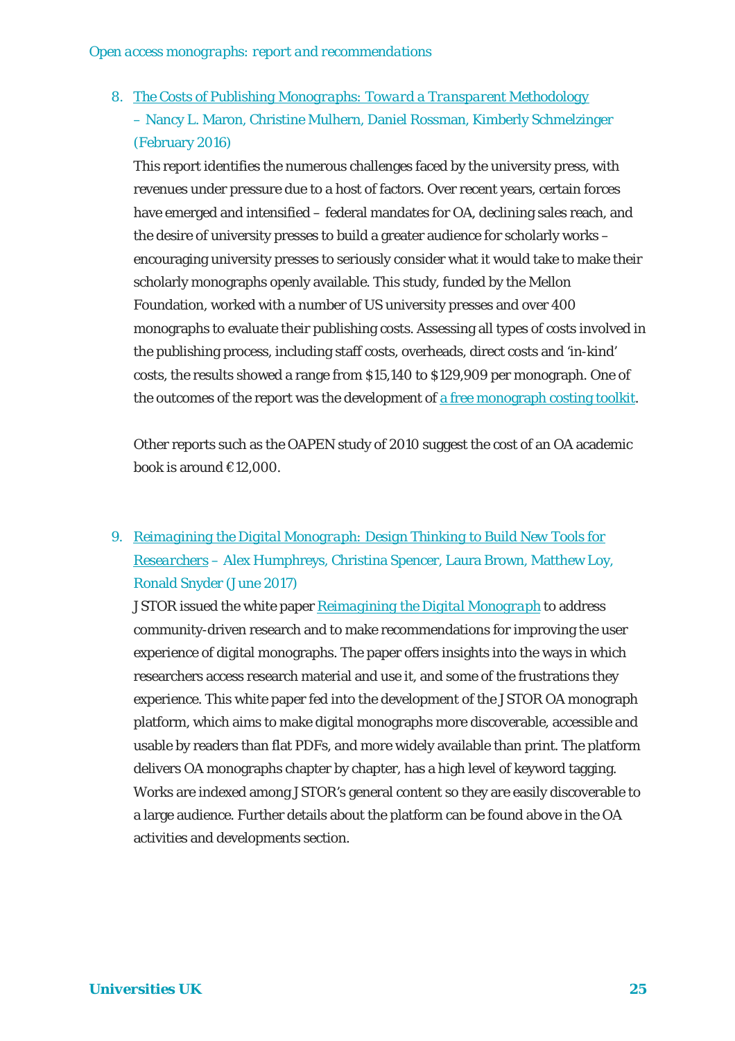8. [The Costs of Publishing Monographs: *Toward a Transparent Methodology*](#) – Nancy L. Maron, Christine Mulhern, Daniel Rossman, Kimberly Schmelzinger (February 2016)

   This report identifies the numerous challenges faced by the university press, with revenues under pressure due to a host of factors. Over recent years, certain forces have emerged and intensified – federal mandates for OA, declining sales reach, and the desire of university presses to build a greater audience for scholarly works – encouraging university presses to seriously consider what it would take to make their scholarly monographs openly available. This study, funded by the Mellon Foundation, worked with a number of US university presses and over 400 monographs to evaluate their publishing costs. Assessing all types of costs involved in the publishing process, including staff costs, overheads, direct costs and 'in-kind' costs, the results showed a range from $15,140 to $129,909 per monograph. One of the outcomes of the report was the development of [a free monograph costing toolkit](#).

   Other reports such as the OAPEN study of 2010 suggest the cost of an OA academic book is around €12,000.

9. [*Reimagining the Digital Monograph: Design Thinking to Build New Tools for Researchers*](#) – Alex Humphreys, Christina Spencer, Laura Brown, Matthew Loy, Ronald Snyder (June 2017)

   JSTOR issued the white paper [*Reimagining the Digital Monograph*](#) to address community-driven research and to make recommendations for improving the user experience of digital monographs. The paper offers insights into the ways in which researchers access research material and use it, and some of the frustrations they experience. This white paper fed into the development of the JSTOR OA monograph platform, which aims to make digital monographs more discoverable, accessible and usable by readers than flat PDFs, and more widely available than print. The platform delivers OA monographs chapter by chapter, has a high level of keyword tagging. Works are indexed among JSTOR's general content so they are easily discoverable to a large audience. Further details about the platform can be found above in the OA activities and developments section.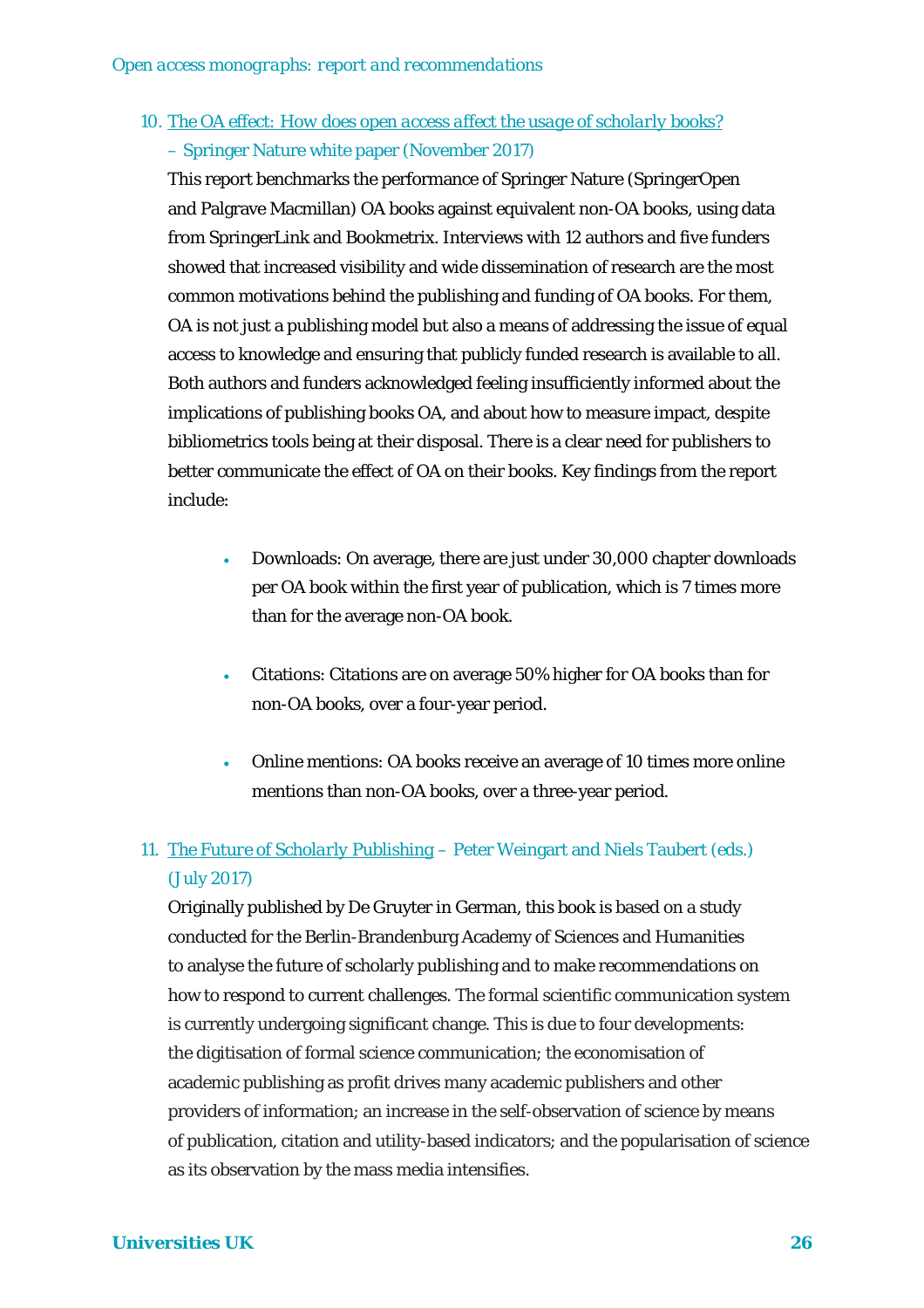10. *The OA effect: How does open access affect the usage of scholarly books?* – Springer Nature white paper (November 2017)

    This report benchmarks the performance of Springer Nature (SpringerOpen and Palgrave Macmillan) OA books against equivalent non-OA books, using data from SpringerLink and Bookmetrix. Interviews with 12 authors and five funders showed that increased visibility and wide dissemination of research are the most common motivations behind the publishing and funding of OA books. For them, OA is not just a publishing model but also a means of addressing the issue of equal access to knowledge and ensuring that publicly funded research is available to all. Both authors and funders acknowledged feeling insufficiently informed about the implications of publishing books OA, and about how to measure impact, despite bibliometrics tools being at their disposal. There is a clear need for publishers to better communicate the effect of OA on their books. Key findings from the report include:

    - Downloads: On average, there are just under 30,000 chapter downloads per OA book within the first year of publication, which is 7 times more than for the average non-OA book.
    - Citations: Citations are on average 50% higher for OA books than for non-OA books, over a four-year period.
    - Online mentions: OA books receive an average of 10 times more online mentions than non-OA books, over a three-year period.

11. *The Future of Scholarly Publishing* – Peter Weingart and Niels Taubert (eds.) (July 2017)

    Originally published by De Gruyter in German, this book is based on a study conducted for the Berlin-Brandenburg Academy of Sciences and Humanities to analyse the future of scholarly publishing and to make recommendations on how to respond to current challenges. The formal scientific communication system is currently undergoing significant change. This is due to four developments: the digitisation of formal science communication; the economisation of academic publishing as profit drives many academic publishers and other providers of information; an increase in the self-observation of science by means of publication, citation and utility-based indicators; and the popularisation of science as its observation by the mass media intensifies.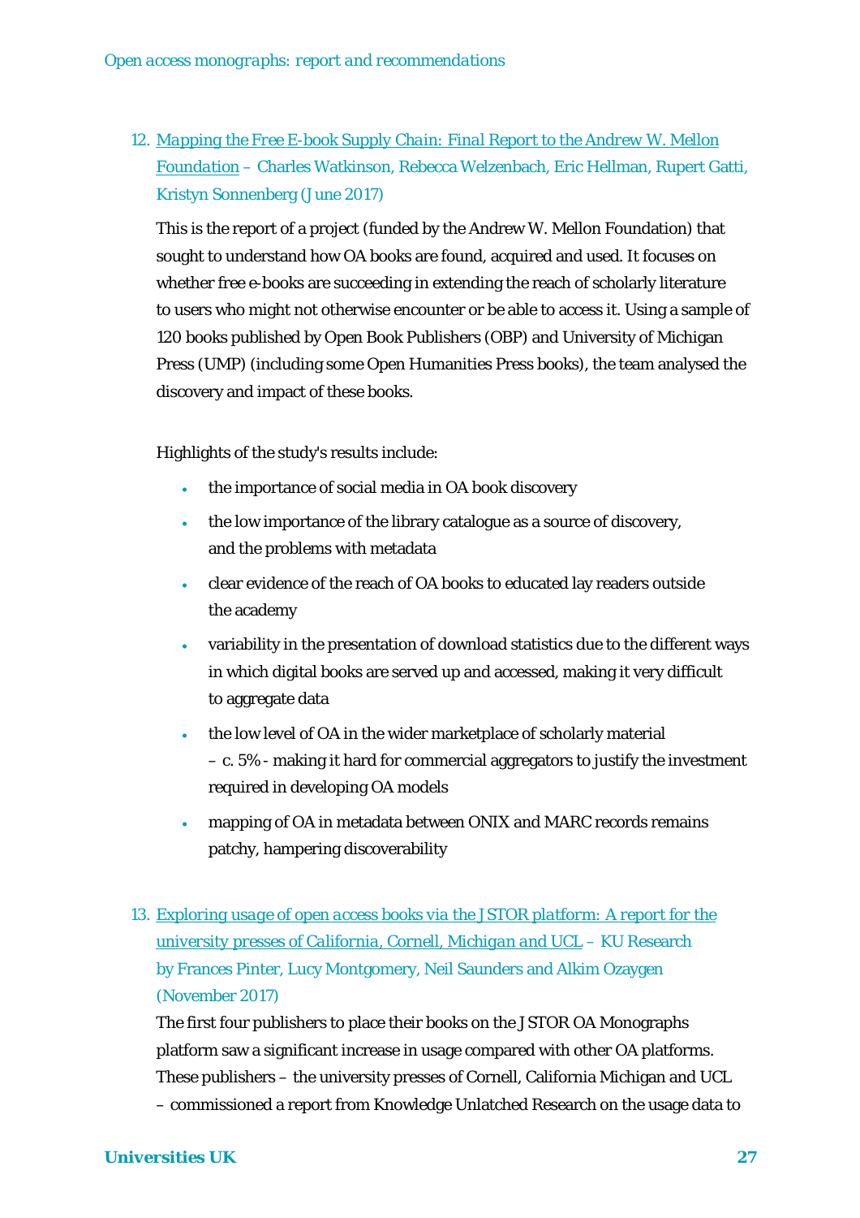12. [*Mapping the Free E-book Supply Chain: Final Report to the Andrew W. Mellon Foundation*] – Charles Watkinson, Rebecca Welzenbach, Eric Hellman, Rupert Gatti, Kristyn Sonnenberg (June 2017)

    This is the report of a project (funded by the Andrew W. Mellon Foundation) that sought to understand how OA books are found, acquired and used. It focuses on whether free e-books are succeeding in extending the reach of scholarly literature to users who might not otherwise encounter or be able to access it. Using a sample of 120 books published by Open Book Publishers (OBP) and University of Michigan Press (UMP) (including some Open Humanities Press books), the team analysed the discovery and impact of these books.

    Highlights of the study's results include:

    - the importance of social media in OA book discovery
    - the low importance of the library catalogue as a source of discovery, and the problems with metadata
    - clear evidence of the reach of OA books to educated lay readers outside the academy
    - variability in the presentation of download statistics due to the different ways in which digital books are served up and accessed, making it very difficult to aggregate data
    - the low level of OA in the wider marketplace of scholarly material – c. 5% - making it hard for commercial aggregators to justify the investment required in developing OA models
    - mapping of OA in metadata between ONIX and MARC records remains patchy, hampering discoverability

13. [*Exploring usage of open access books via the JSTOR platform: A report for the university presses of California, Cornell, Michigan and UCL*] – KU Research by Frances Pinter, Lucy Montgomery, Neil Saunders and Alkim Ozaygen (November 2017)

    The first four publishers to place their books on the JSTOR OA Monographs platform saw a significant increase in usage compared with other OA platforms. These publishers – the university presses of Cornell, California Michigan and UCL – commissioned a report from Knowledge Unlatched Research on the usage data to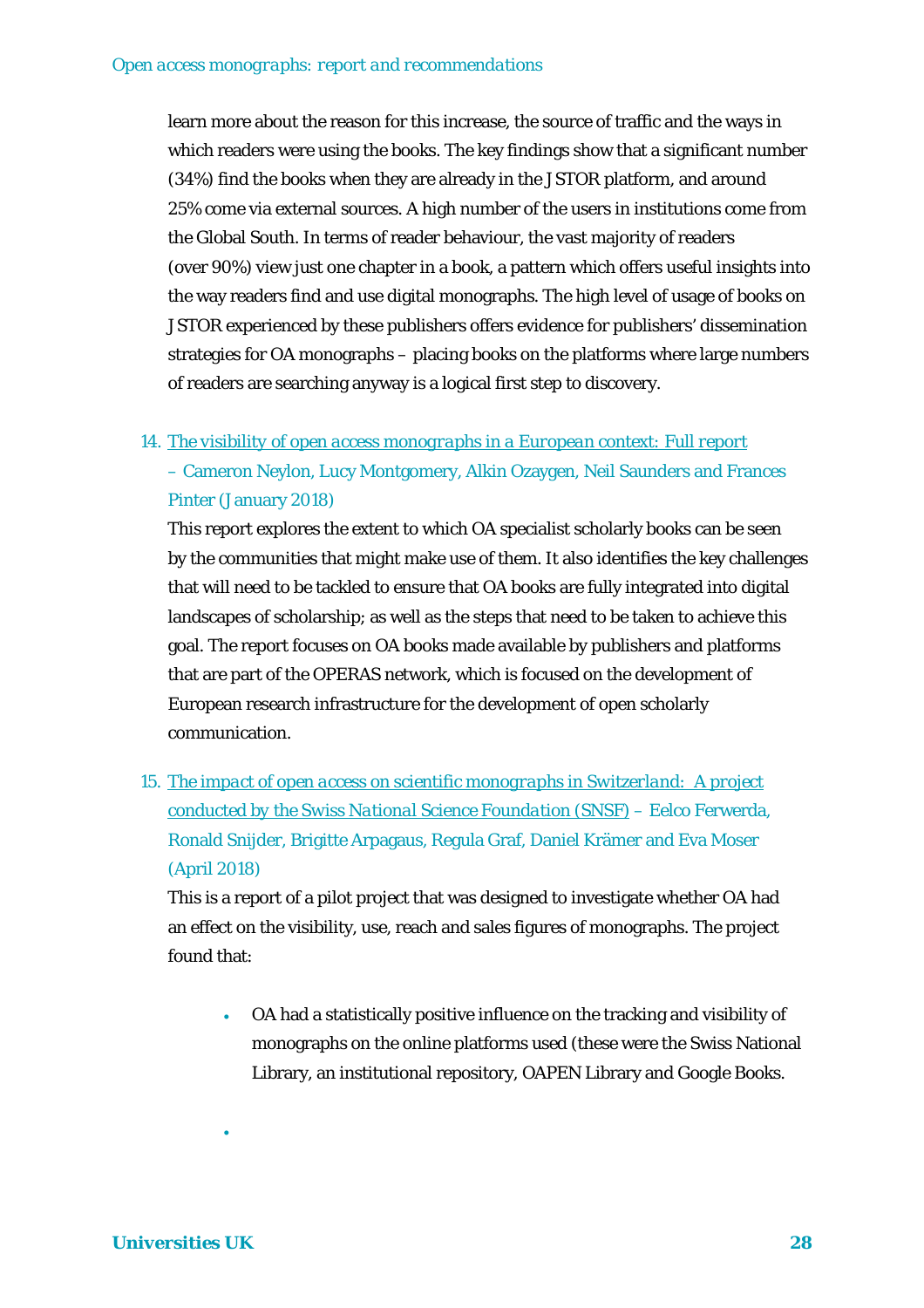learn more about the reason for this increase, the source of traffic and the ways in which readers were using the books. The key findings show that a significant number (34%) find the books when they are already in the JSTOR platform, and around 25% come via external sources. A high number of the users in institutions come from the Global South. In terms of reader behaviour, the vast majority of readers (over 90%) view just one chapter in a book, a pattern which offers useful insights into the way readers find and use digital monographs. The high level of usage of books on JSTOR experienced by these publishers offers evidence for publishers' dissemination strategies for OA monographs – placing books on the platforms where large numbers of readers are searching anyway is a logical first step to discovery.

14. *The visibility of open access monographs in a European context: Full report* – Cameron Neylon, Lucy Montgomery, Alkin Ozaygen, Neil Saunders and Frances Pinter (January 2018)

    This report explores the extent to which OA specialist scholarly books can be seen by the communities that might make use of them. It also identifies the key challenges that will need to be tackled to ensure that OA books are fully integrated into digital landscapes of scholarship; as well as the steps that need to be taken to achieve this goal. The report focuses on OA books made available by publishers and platforms that are part of the OPERAS network, which is focused on the development of European research infrastructure for the development of open scholarly communication.

15. *The impact of open access on scientific monographs in Switzerland: A project conducted by the Swiss National Science Foundation (SNSF)* – Eelco Ferwerda, Ronald Snijder, Brigitte Arpagaus, Regula Graf, Daniel Krämer and Eva Moser (April 2018)

    This is a report of a pilot project that was designed to investigate whether OA had an effect on the visibility, use, reach and sales figures of monographs. The project found that:

    - OA had a statistically positive influence on the tracking and visibility of monographs on the online platforms used (these were the Swiss National Library, an institutional repository, OAPEN Library and Google Books.
    -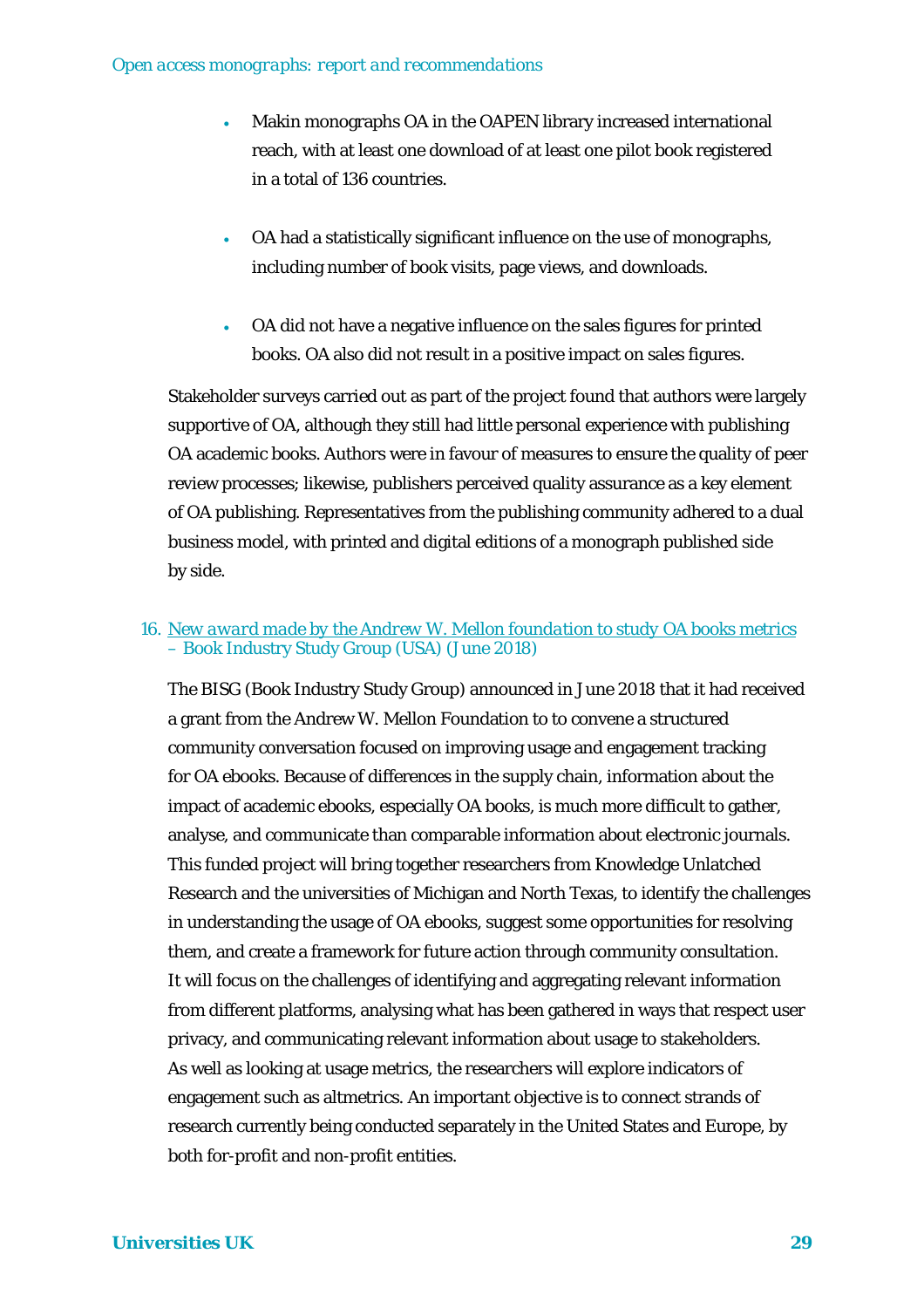- Makin monographs OA in the OAPEN library increased international reach, with at least one download of at least one pilot book registered in a total of 136 countries.

- OA had a statistically significant influence on the use of monographs, including number of book visits, page views, and downloads.

- OA did not have a negative influence on the sales figures for printed books. OA also did not result in a positive impact on sales figures.

Stakeholder surveys carried out as part of the project found that authors were largely supportive of OA, although they still had little personal experience with publishing OA academic books. Authors were in favour of measures to ensure the quality of peer review processes; likewise, publishers perceived quality assurance as a key element of OA publishing. Representatives from the publishing community adhered to a dual business model, with printed and digital editions of a monograph published side by side.

16. *New award made by the Andrew W. Mellon foundation to study OA books metrics* – Book Industry Study Group (USA) (June 2018)

The BISG (Book Industry Study Group) announced in June 2018 that it had received a grant from the Andrew W. Mellon Foundation to to convene a structured community conversation focused on improving usage and engagement tracking for OA ebooks. Because of differences in the supply chain, information about the impact of academic ebooks, especially OA books, is much more difficult to gather, analyse, and communicate than comparable information about electronic journals. This funded project will bring together researchers from Knowledge Unlatched Research and the universities of Michigan and North Texas, to identify the challenges in understanding the usage of OA ebooks, suggest some opportunities for resolving them, and create a framework for future action through community consultation. It will focus on the challenges of identifying and aggregating relevant information from different platforms, analysing what has been gathered in ways that respect user privacy, and communicating relevant information about usage to stakeholders. As well as looking at usage metrics, the researchers will explore indicators of engagement such as altmetrics. An important objective is to connect strands of research currently being conducted separately in the United States and Europe, by both for-profit and non-profit entities.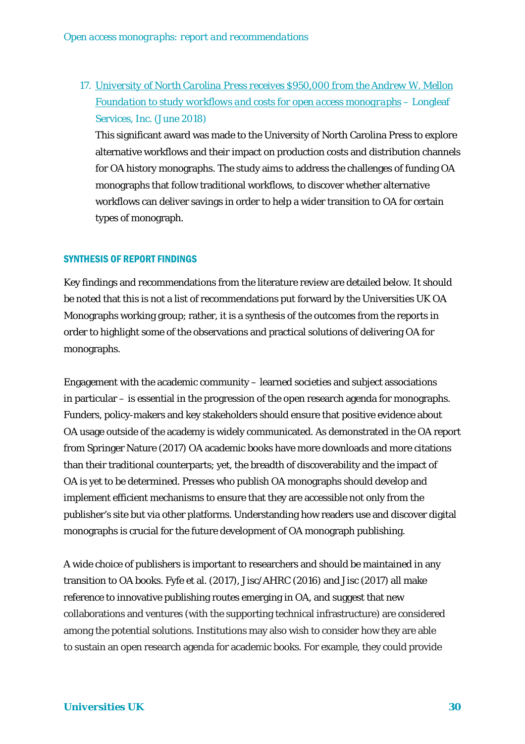17. *University of North Carolina Press receives $950,000 from the Andrew W. Mellon Foundation to study workflows and costs for open access monographs* – Longleaf Services, Inc. (June 2018)

    This significant award was made to the University of North Carolina Press to explore alternative workflows and their impact on production costs and distribution channels for OA history monographs. The study aims to address the challenges of funding OA monographs that follow traditional workflows, to discover whether alternative workflows can deliver savings in order to help a wider transition to OA for certain types of monograph.

## SYNTHESIS OF REPORT FINDINGS

Key findings and recommendations from the literature review are detailed below. It should be noted that this is not a list of recommendations put forward by the Universities UK OA Monographs working group; rather, it is a synthesis of the outcomes from the reports in order to highlight some of the observations and practical solutions of delivering OA for monographs.

Engagement with the academic community – learned societies and subject associations in particular – is essential in the progression of the open research agenda for monographs. Funders, policy-makers and key stakeholders should ensure that positive evidence about OA usage outside of the academy is widely communicated. As demonstrated in the OA report from Springer Nature (2017) OA academic books have more downloads and more citations than their traditional counterparts; yet, the breadth of discoverability and the impact of OA is yet to be determined. Presses who publish OA monographs should develop and implement efficient mechanisms to ensure that they are accessible not only from the publisher's site but via other platforms. Understanding how readers use and discover digital monographs is crucial for the future development of OA monograph publishing.

A wide choice of publishers is important to researchers and should be maintained in any transition to OA books. Fyfe et al. (2017), Jisc/AHRC (2016) and Jisc (2017) all make reference to innovative publishing routes emerging in OA, and suggest that new collaborations and ventures (with the supporting technical infrastructure) are considered among the potential solutions. Institutions may also wish to consider how they are able to sustain an open research agenda for academic books. For example, they could provide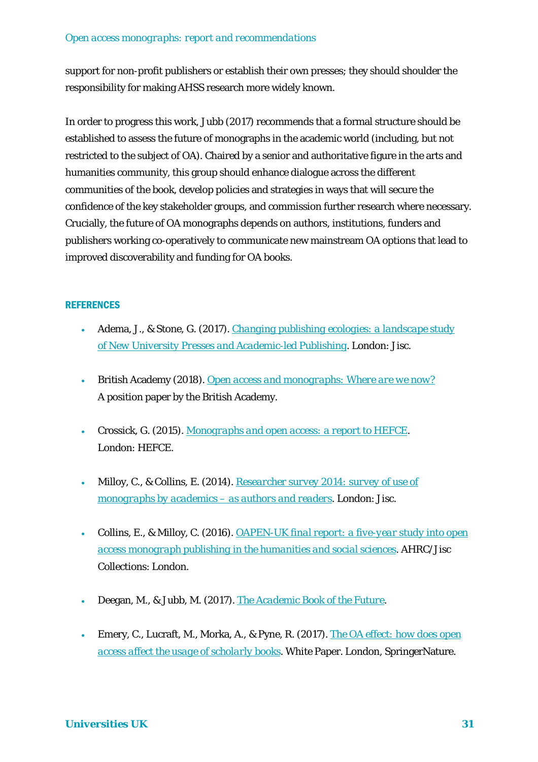support for non-profit publishers or establish their own presses; they should shoulder the responsibility for making AHSS research more widely known.

In order to progress this work, Jubb (2017) recommends that a formal structure should be established to assess the future of monographs in the academic world (including, but not restricted to the subject of OA). Chaired by a senior and authoritative figure in the arts and humanities community, this group should enhance dialogue across the different communities of the book, develop policies and strategies in ways that will secure the confidence of the key stakeholder groups, and commission further research where necessary. Crucially, the future of OA monographs depends on authors, institutions, funders and publishers working co-operatively to communicate new mainstream OA options that lead to improved discoverability and funding for OA books.

## REFERENCES

- Adema, J., & Stone, G. (2017). Changing publishing ecologies: a landscape study of New University Presses and Academic-led Publishing. London: Jisc.
- British Academy (2018). *Open access and monographs: Where are we now?* A position paper by the British Academy.
- Crossick, G. (2015). *Monographs and open access: a report to HEFCE*. London: HEFCE.
- Milloy, C., & Collins, E. (2014). *Researcher survey 2014: survey of use of monographs by academics – as authors and readers*. London: Jisc.
- Collins, E., & Milloy, C. (2016). *OAPEN-UK final report: a five-year study into open access monograph publishing in the humanities and social sciences*. AHRC/Jisc Collections: London.
- Deegan, M., & Jubb, M. (2017). The Academic Book of the Future.
- Emery, C., Lucraft, M., Morka, A., & Pyne, R. (2017). The OA effect: how does open access affect the usage of scholarly books. White Paper. London, SpringerNature.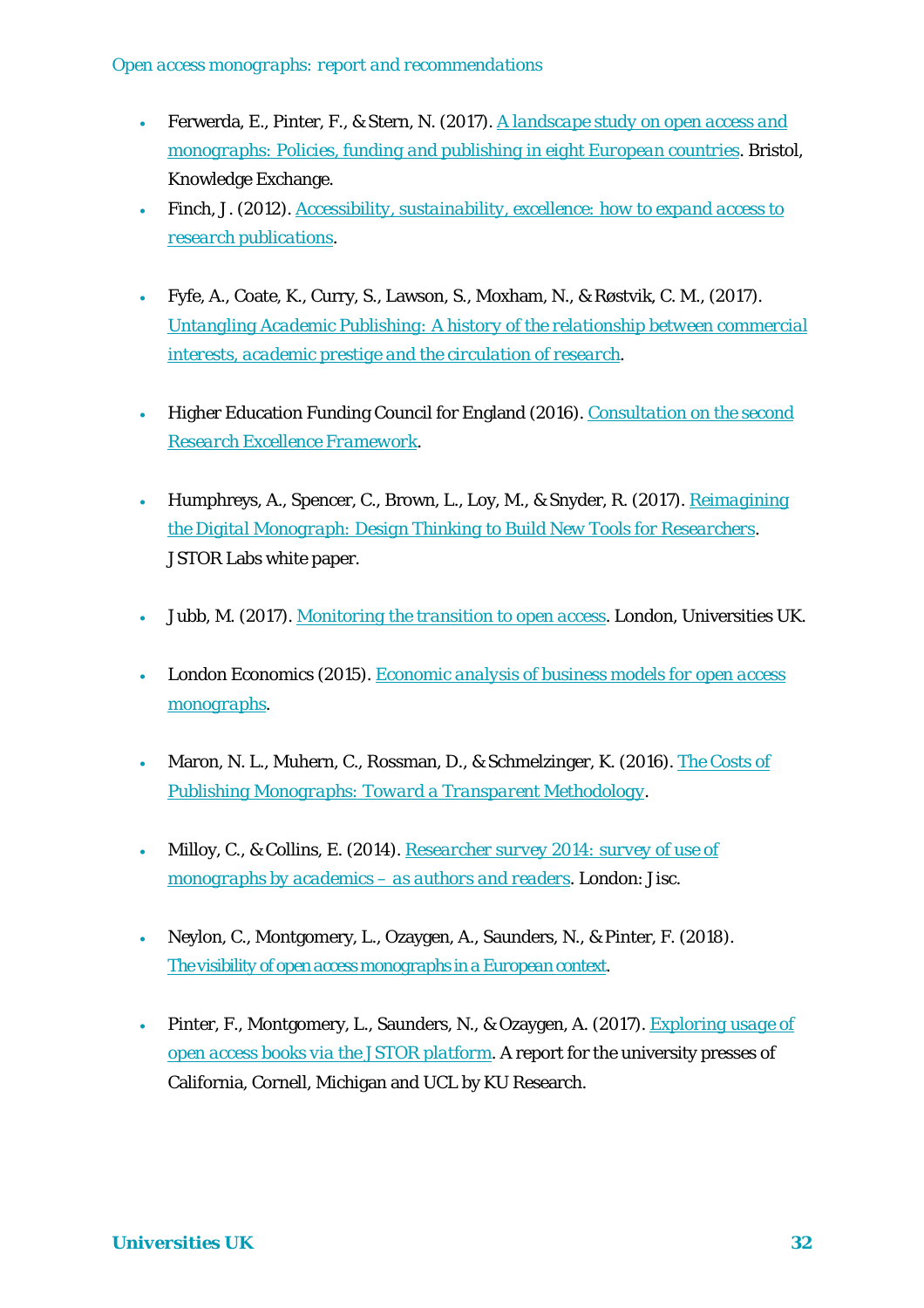- Ferwerda, E., Pinter, F., & Stern, N. (2017). A landscape study on open access and monographs: Policies, funding and publishing in eight European countries. Bristol, Knowledge Exchange.
- Finch, J. (2012). Accessibility, sustainability, excellence: how to expand access to research publications.
- Fyfe, A., Coate, K., Curry, S., Lawson, S., Moxham, N., & Røstvik, C. M., (2017). Untangling Academic Publishing: A history of the relationship between commercial interests, academic prestige and the circulation of research.
- Higher Education Funding Council for England (2016). Consultation on the second Research Excellence Framework.
- Humphreys, A., Spencer, C., Brown, L., Loy, M., & Snyder, R. (2017). Reimagining the Digital Monograph: Design Thinking to Build New Tools for Researchers. JSTOR Labs white paper.
- Jubb, M. (2017). Monitoring the transition to open access. London, Universities UK.
- London Economics (2015). Economic analysis of business models for open access monographs.
- Maron, N. L., Muhern, C., Rossman, D., & Schmelzinger, K. (2016). The Costs of Publishing Monographs: Toward a Transparent Methodology.
- Milloy, C., & Collins, E. (2014). Researcher survey 2014: survey of use of monographs by academics – as authors and readers. London: Jisc.
- Neylon, C., Montgomery, L., Ozaygen, A., Saunders, N., & Pinter, F. (2018). The visibility of open access monographs in a European context.
- Pinter, F., Montgomery, L., Saunders, N., & Ozaygen, A. (2017). Exploring usage of open access books via the JSTOR platform. A report for the university presses of California, Cornell, Michigan and UCL by KU Research.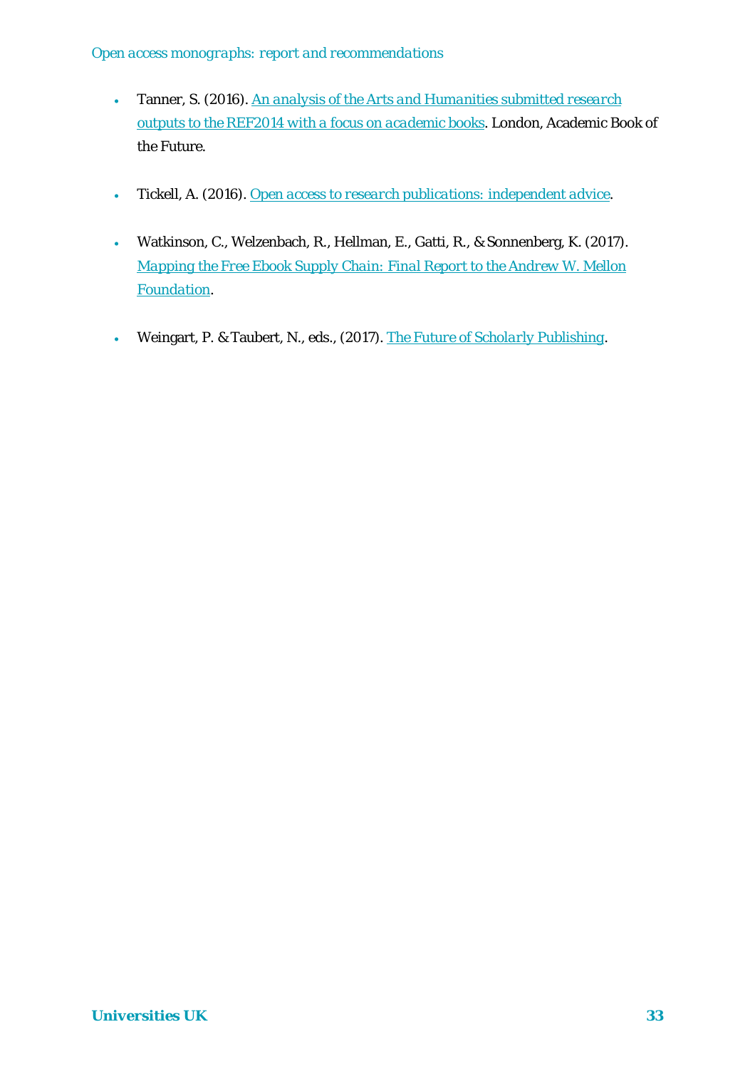- Tanner, S. (2016). An analysis of the Arts and Humanities submitted research outputs to the REF2014 with a focus on academic books. London, Academic Book of the Future.

- Tickell, A. (2016). Open access to research publications: independent advice.

- Watkinson, C., Welzenbach, R., Hellman, E., Gatti, R., & Sonnenberg, K. (2017). Mapping the Free Ebook Supply Chain: Final Report to the Andrew W. Mellon Foundation.

- Weingart, P. & Taubert, N., eds., (2017). The Future of Scholarly Publishing.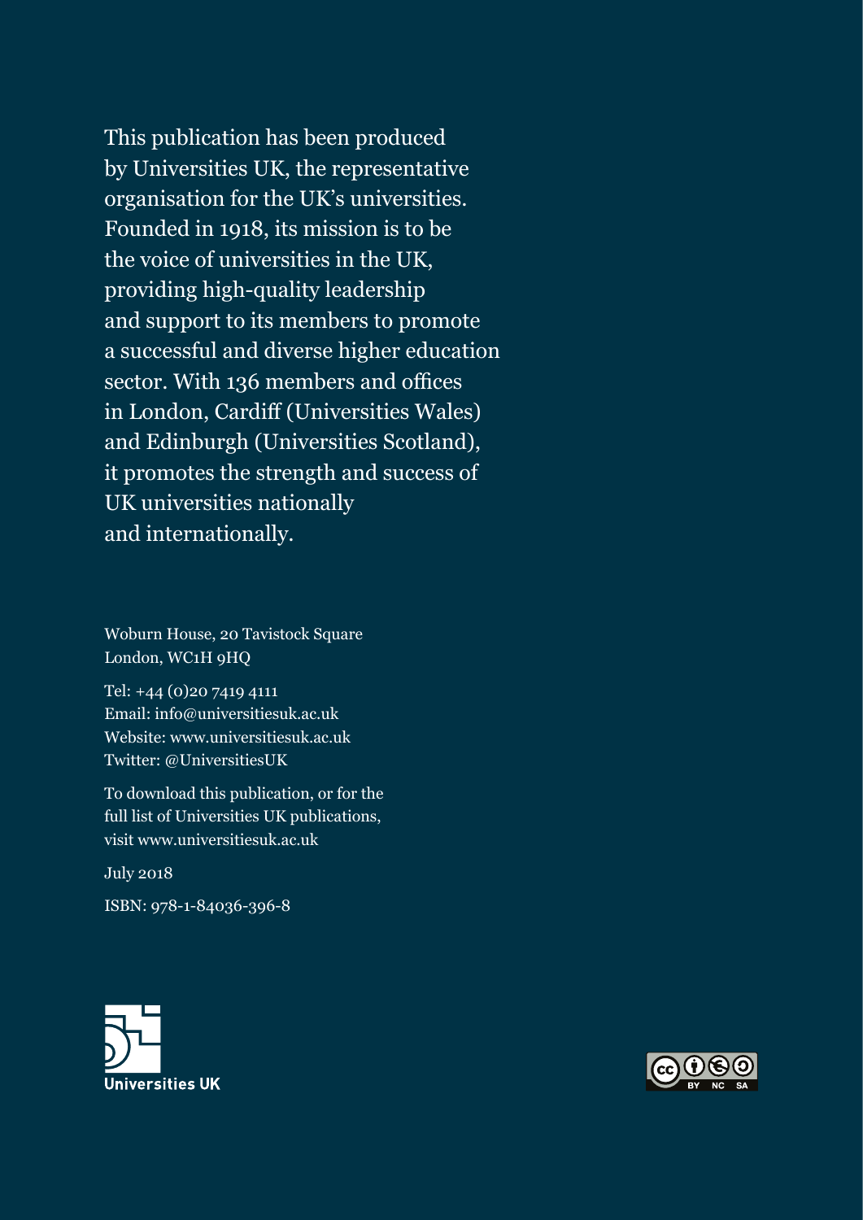This publication has been produced by Universities UK, the representative organisation for the UK's universities. Founded in 1918, its mission is to be the voice of universities in the UK, providing high-quality leadership and support to its members to promote a successful and diverse higher education sector. With 136 members and offices in London, Cardiff (Universities Wales) and Edinburgh (Universities Scotland), it promotes the strength and success of UK universities nationally and internationally.

Woburn House, 20 Tavistock Square
London, WC1H 9HQ

Tel: +44 (0)20 7419 4111
Email: info@universitiesuk.ac.uk
Website: www.universitiesuk.ac.uk
Twitter: @UniversitiesUK

To download this publication, or for the full list of Universities UK publications, visit www.universitiesuk.ac.uk

July 2018

ISBN: 978-1-84036-396-8

Universities UK